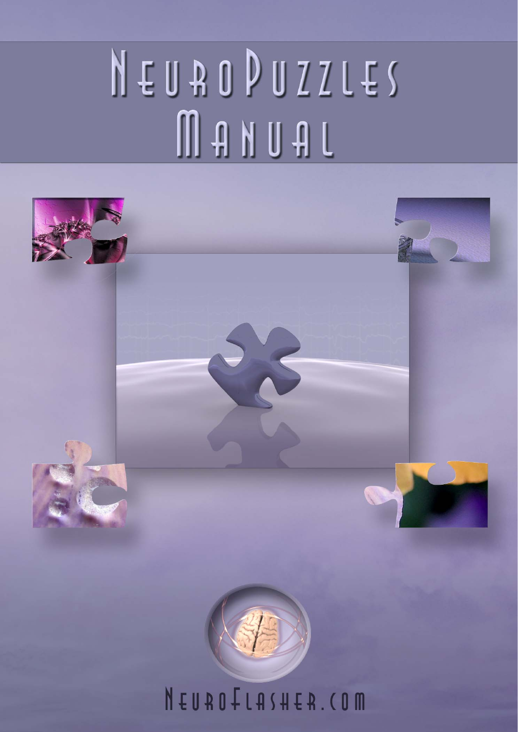# NeuroPuzzles Manual

NeuroFlasher.com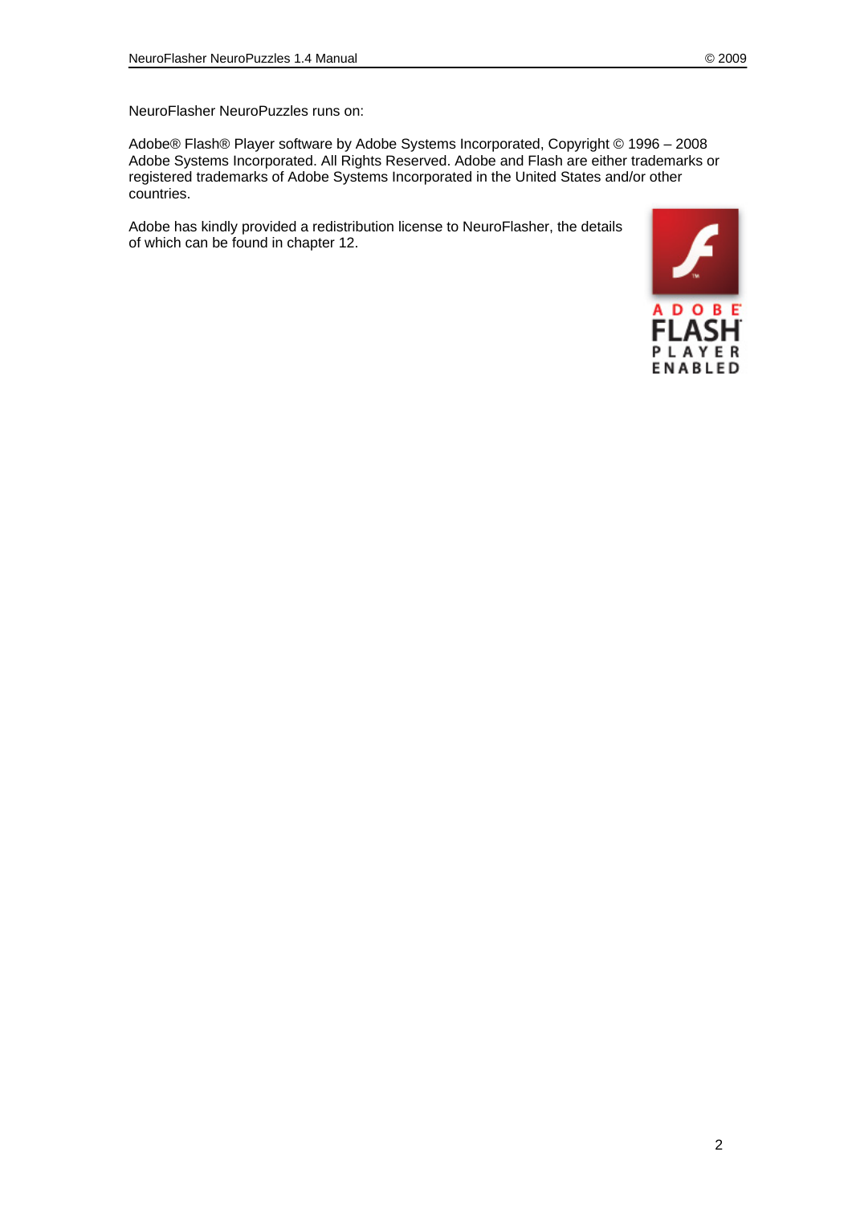NeuroFlasher NeuroPuzzles runs on:

Adobe® Flash® Player software by Adobe Systems Incorporated, Copyright © 1996 – 2008 Adobe Systems Incorporated. All Rights Reserved. Adobe and Flash are either trademarks or registered trademarks of Adobe Systems Incorporated in the United States and/or other countries.

Adobe has kindly provided a redistribution license to NeuroFlasher, the details of which can be found in chapter 12.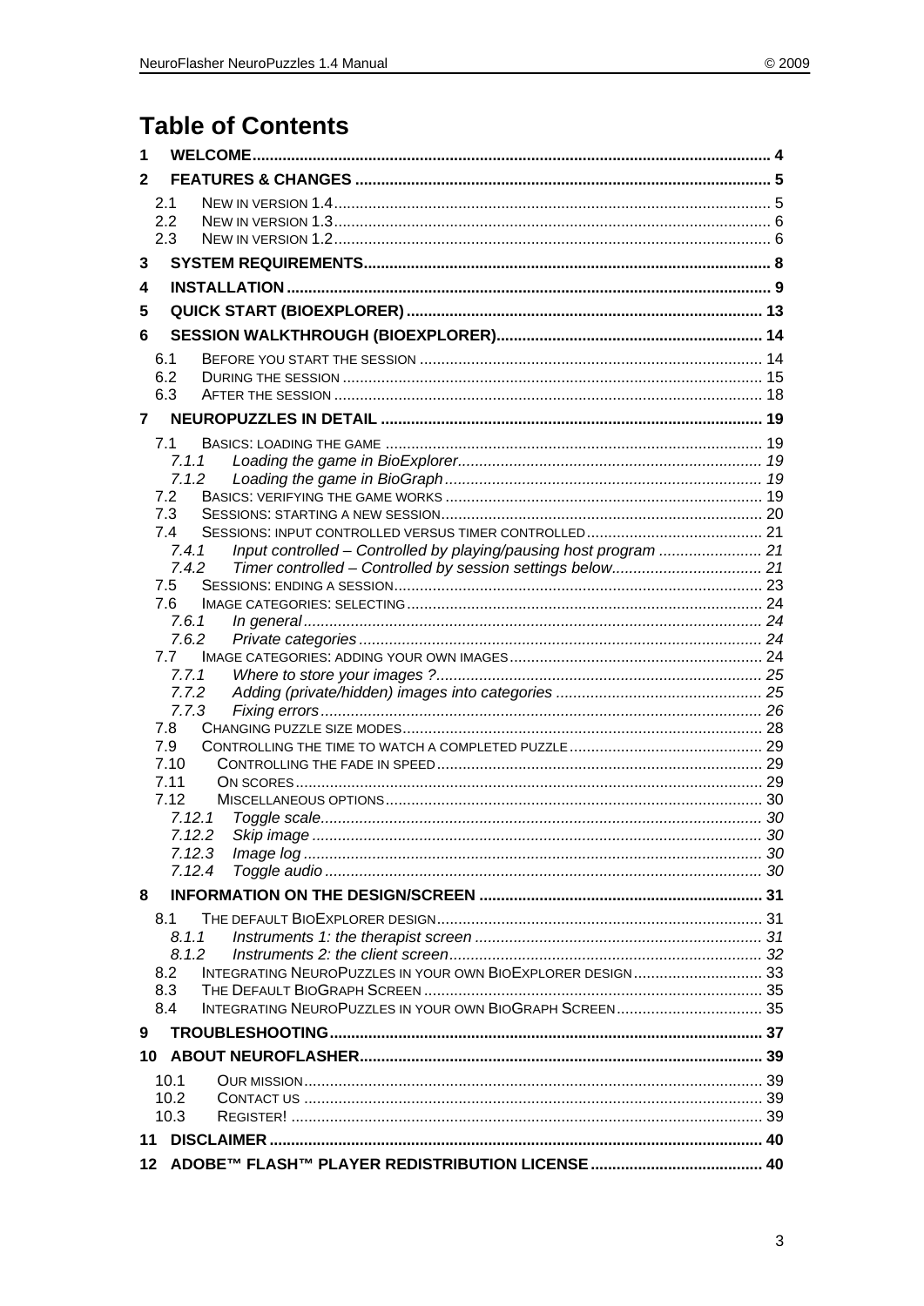# Table of Contents

1 WELCOME ..... 4

2 FEATURES & CHANGES ..... 5

- 2.1 NEW IN VERSION 1.4 ..... 5
- 2.2 NEW IN VERSION 1.3 ..... 6
- 2.3 NEW IN VERSION 1.2 ..... 6

3 SYSTEM REQUIREMENTS ..... 8

4 INSTALLATION ..... 9

5 QUICK START (BIOEXPLORER) ..... 13

6 SESSION WALKTHROUGH (BIOEXPLORER) ..... 14

- 6.1 BEFORE YOU START THE SESSION ..... 14
- 6.2 DURING THE SESSION ..... 15
- 6.3 AFTER THE SESSION ..... 18

7 NEUROPUZZLES IN DETAIL ..... 19

- 7.1 BASICS: LOADING THE GAME ..... 19
  - *7.1.1 Loading the game in BioExplorer ..... 19*
  - *7.1.2 Loading the game in BioGraph ..... 19*
- 7.2 BASICS: VERIFYING THE GAME WORKS ..... 19
- 7.3 SESSIONS: STARTING A NEW SESSION ..... 20
- 7.4 SESSIONS: INPUT CONTROLLED VERSUS TIMER CONTROLLED ..... 21
  - *7.4.1 Input controlled – Controlled by playing/pausing host program ..... 21*
  - *7.4.2 Timer controlled – Controlled by session settings below ..... 21*
- 7.5 SESSIONS: ENDING A SESSION ..... 23
- 7.6 IMAGE CATEGORIES: SELECTING ..... 24
  - *7.6.1 In general ..... 24*
  - *7.6.2 Private categories ..... 24*
- 7.7 IMAGE CATEGORIES: ADDING YOUR OWN IMAGES ..... 24
  - *7.7.1 Where to store your images ? ..... 25*
  - *7.7.2 Adding (private/hidden) images into categories ..... 25*
  - *7.7.3 Fixing errors ..... 26*
- 7.8 CHANGING PUZZLE SIZE MODES ..... 28
- 7.9 CONTROLLING THE TIME TO WATCH A COMPLETED PUZZLE ..... 29
- 7.10 CONTROLLING THE FADE IN SPEED ..... 29
- 7.11 ON SCORES ..... 29
- 7.12 MISCELLANEOUS OPTIONS ..... 30
  - *7.12.1 Toggle scale ..... 30*
  - *7.12.2 Skip image ..... 30*
  - *7.12.3 Image log ..... 30*
  - *7.12.4 Toggle audio ..... 30*

8 INFORMATION ON THE DESIGN/SCREEN ..... 31

- 8.1 THE DEFAULT BIOEXPLORER DESIGN ..... 31
  - *8.1.1 Instruments 1: the therapist screen ..... 31*
  - *8.1.2 Instruments 2: the client screen ..... 32*
- 8.2 INTEGRATING NEUROPUZZLES IN YOUR OWN BIOEXPLORER DESIGN ..... 33
- 8.3 THE DEFAULT BIOGRAPH SCREEN ..... 35
- 8.4 INTEGRATING NEUROPUZZLES IN YOUR OWN BIOGRAPH SCREEN ..... 35

9 TROUBLESHOOTING ..... 37

10 ABOUT NEUROFLASHER ..... 39

- 10.1 OUR MISSION ..... 39
- 10.2 CONTACT US ..... 39
- 10.3 REGISTER! ..... 39

11 DISCLAIMER ..... 40

12 ADOBE™ FLASH™ PLAYER REDISTRIBUTION LICENSE ..... 40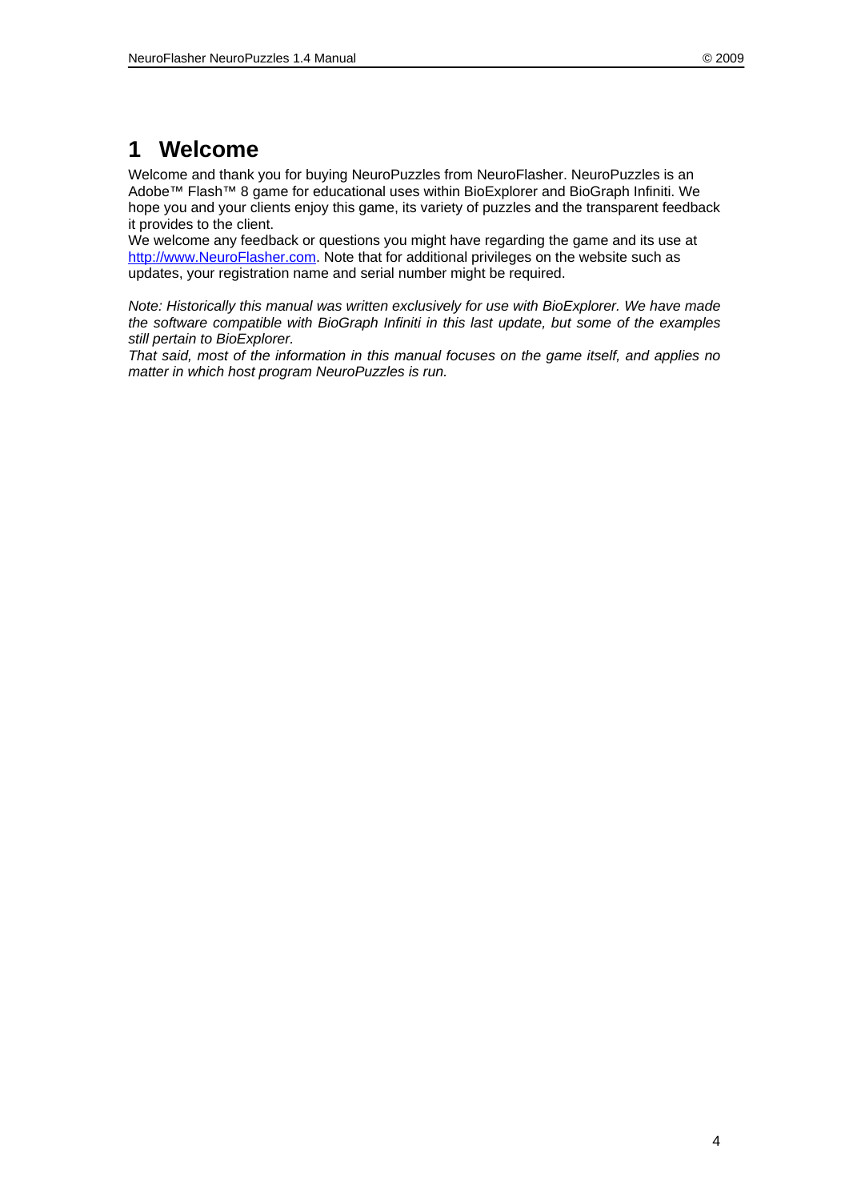# 1 Welcome

Welcome and thank you for buying NeuroPuzzles from NeuroFlasher. NeuroPuzzles is an Adobe™ Flash™ 8 game for educational uses within BioExplorer and BioGraph Infiniti. We hope you and your clients enjoy this game, its variety of puzzles and the transparent feedback it provides to the client.

We welcome any feedback or questions you might have regarding the game and its use at [http://www.NeuroFlasher.com](http://www.NeuroFlasher.com). Note that for additional privileges on the website such as updates, your registration name and serial number might be required.

*Note: Historically this manual was written exclusively for use with BioExplorer. We have made the software compatible with BioGraph Infiniti in this last update, but some of the examples still pertain to BioExplorer.*

*That said, most of the information in this manual focuses on the game itself, and applies no matter in which host program NeuroPuzzles is run.*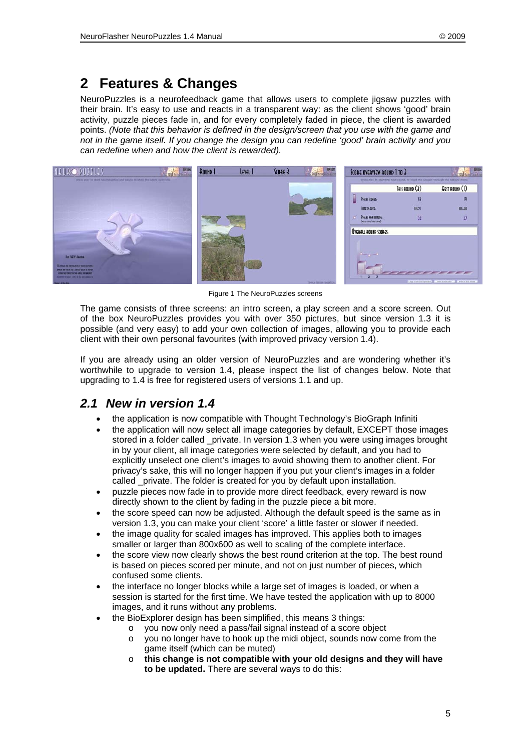# 2 Features & Changes

NeuroPuzzles is a neurofeedback game that allows users to complete jigsaw puzzles with their brain. It's easy to use and reacts in a transparent way: as the client shows 'good' brain activity, puzzle pieces fade in, and for every completely faded in piece, the client is awarded points. *(Note that this behavior is defined in the design/screen that you use with the game and not in the game itself. If you change the design you can redefine 'good' brain activity and you can redefine when and how the client is rewarded).*

Figure 1 The NeuroPuzzles screens

The game consists of three screens: an intro screen, a play screen and a score screen. Out of the box NeuroPuzzles provides you with over 350 pictures, but since version 1.3 it is possible (and very easy) to add your own collection of images, allowing you to provide each client with their own personal favourites (with improved privacy version 1.4).

If you are already using an older version of NeuroPuzzles and are wondering whether it's worthwhile to upgrade to version 1.4, please inspect the list of changes below. Note that upgrading to 1.4 is free for registered users of versions 1.1 and up.

## 2.1 New in version 1.4

- the application is now compatible with Thought Technology's BioGraph Infiniti
- the application will now select all image categories by default, EXCEPT those images stored in a folder called _private. In version 1.3 when you were using images brought in by your client, all image categories were selected by default, and you had to explicitly unselect one client's images to avoid showing them to another client. For privacy's sake, this will no longer happen if you put your client's images in a folder called _private. The folder is created for you by default upon installation.
- puzzle pieces now fade in to provide more direct feedback, every reward is now directly shown to the client by fading in the puzzle piece a bit more.
- the score speed can now be adjusted. Although the default speed is the same as in version 1.3, you can make your client 'score' a little faster or slower if needed.
- the image quality for scaled images has improved. This applies both to images smaller or larger than 800x600 as well to scaling of the complete interface.
- the score view now clearly shows the best round criterion at the top. The best round is based on pieces scored per minute, and not on just number of pieces, which confused some clients.
- the interface no longer blocks while a large set of images is loaded, or when a session is started for the first time. We have tested the application with up to 8000 images, and it runs without any problems.
- the BioExplorer design has been simplified, this means 3 things:
  - you now only need a pass/fail signal instead of a score object
  - you no longer have to hook up the midi object, sounds now come from the game itself (which can be muted)
  - **this change is not compatible with your old designs and they will have to be updated.** There are several ways to do this: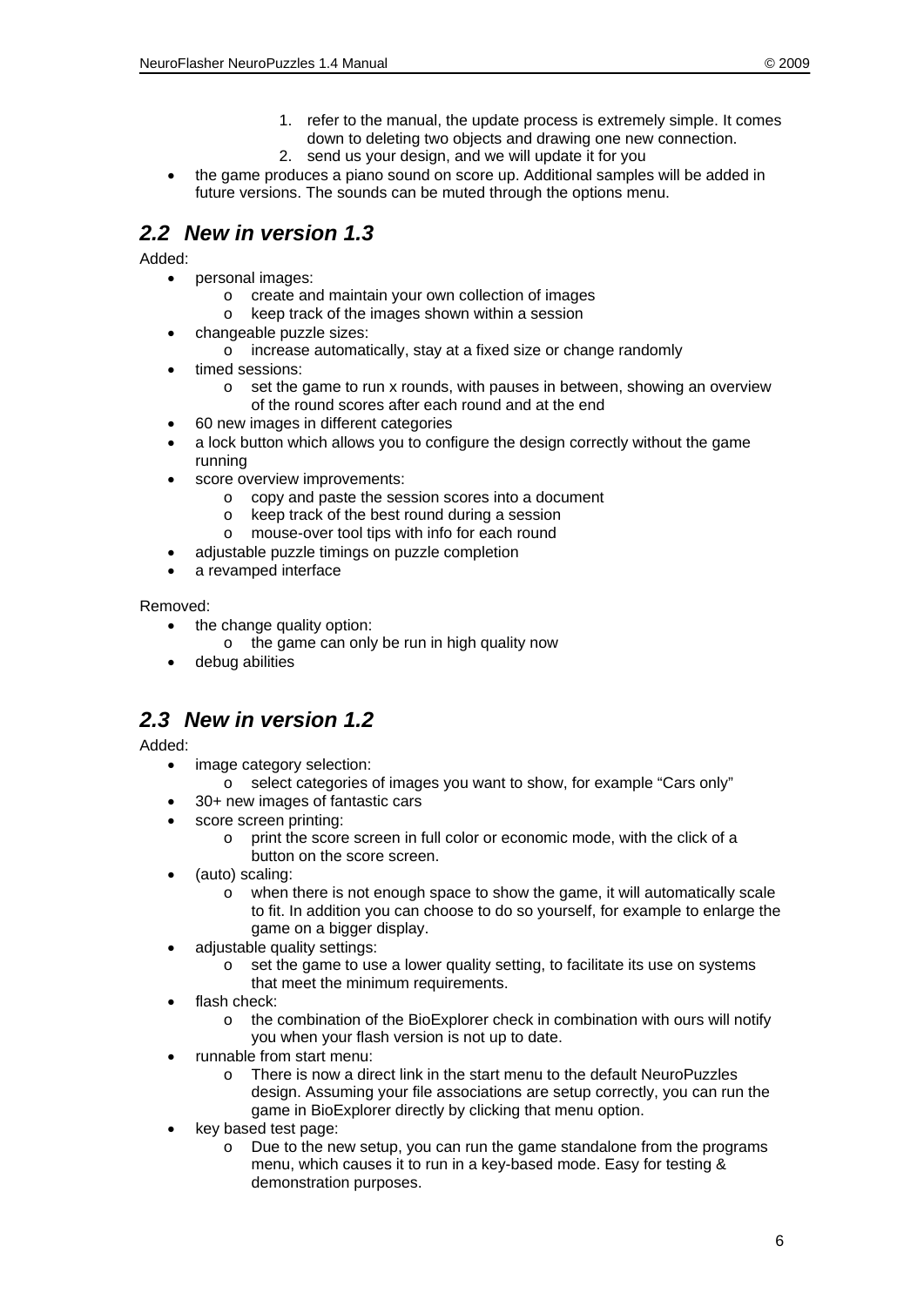1. refer to the manual, the update process is extremely simple. It comes down to deleting two objects and drawing one new connection.
   2. send us your design, and we will update it for you
- the game produces a piano sound on score up. Additional samples will be added in future versions. The sounds can be muted through the options menu.

## 2.2 New in version 1.3

Added:

- personal images:
  - create and maintain your own collection of images
  - keep track of the images shown within a session
- changeable puzzle sizes:
  - increase automatically, stay at a fixed size or change randomly
- timed sessions:
  - set the game to run x rounds, with pauses in between, showing an overview of the round scores after each round and at the end
- 60 new images in different categories
- a lock button which allows you to configure the design correctly without the game running
- score overview improvements:
  - copy and paste the session scores into a document
  - keep track of the best round during a session
  - mouse-over tool tips with info for each round
- adjustable puzzle timings on puzzle completion
- a revamped interface

Removed:

- the change quality option:
  - the game can only be run in high quality now
- debug abilities

## 2.3 New in version 1.2

Added:

- image category selection:
  - select categories of images you want to show, for example “Cars only”
- 30+ new images of fantastic cars
- score screen printing:
  - print the score screen in full color or economic mode, with the click of a button on the score screen.
- (auto) scaling:
  - when there is not enough space to show the game, it will automatically scale to fit. In addition you can choose to do so yourself, for example to enlarge the game on a bigger display.
- adjustable quality settings:
  - set the game to use a lower quality setting, to facilitate its use on systems that meet the minimum requirements.
- flash check:
  - the combination of the BioExplorer check in combination with ours will notify you when your flash version is not up to date.
- runnable from start menu:
  - There is now a direct link in the start menu to the default NeuroPuzzles design. Assuming your file associations are setup correctly, you can run the game in BioExplorer directly by clicking that menu option.
- key based test page:
  - Due to the new setup, you can run the game standalone from the programs menu, which causes it to run in a key-based mode. Easy for testing & demonstration purposes.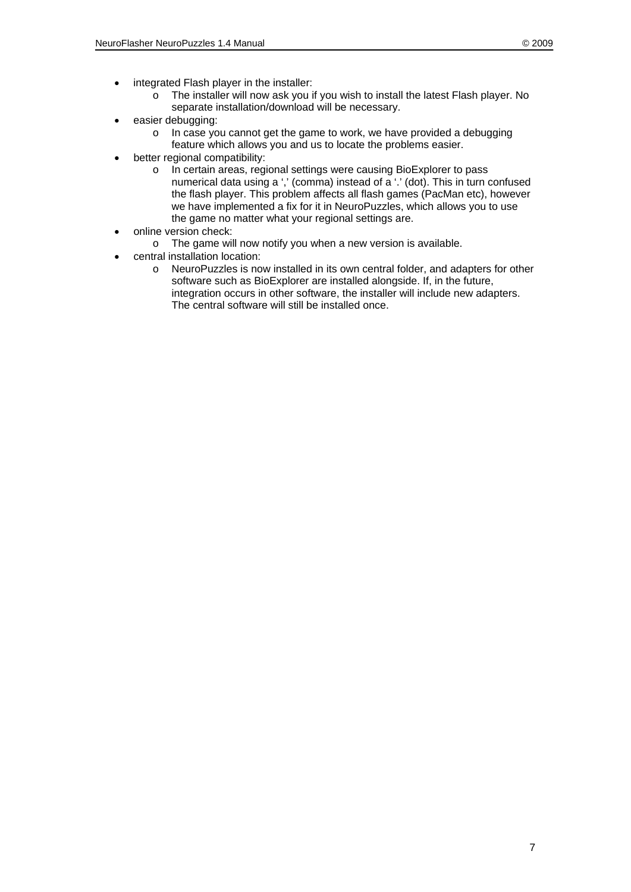- integrated Flash player in the installer:
    - The installer will now ask you if you wish to install the latest Flash player. No separate installation/download will be necessary.
- easier debugging:
    - In case you cannot get the game to work, we have provided a debugging feature which allows you and us to locate the problems easier.
- better regional compatibility:
    - In certain areas, regional settings were causing BioExplorer to pass numerical data using a ',' (comma) instead of a '.' (dot). This in turn confused the flash player. This problem affects all flash games (PacMan etc), however we have implemented a fix for it in NeuroPuzzles, which allows you to use the game no matter what your regional settings are.
- online version check:
    - The game will now notify you when a new version is available.
- central installation location:
    - NeuroPuzzles is now installed in its own central folder, and adapters for other software such as BioExplorer are installed alongside. If, in the future, integration occurs in other software, the installer will include new adapters. The central software will still be installed once.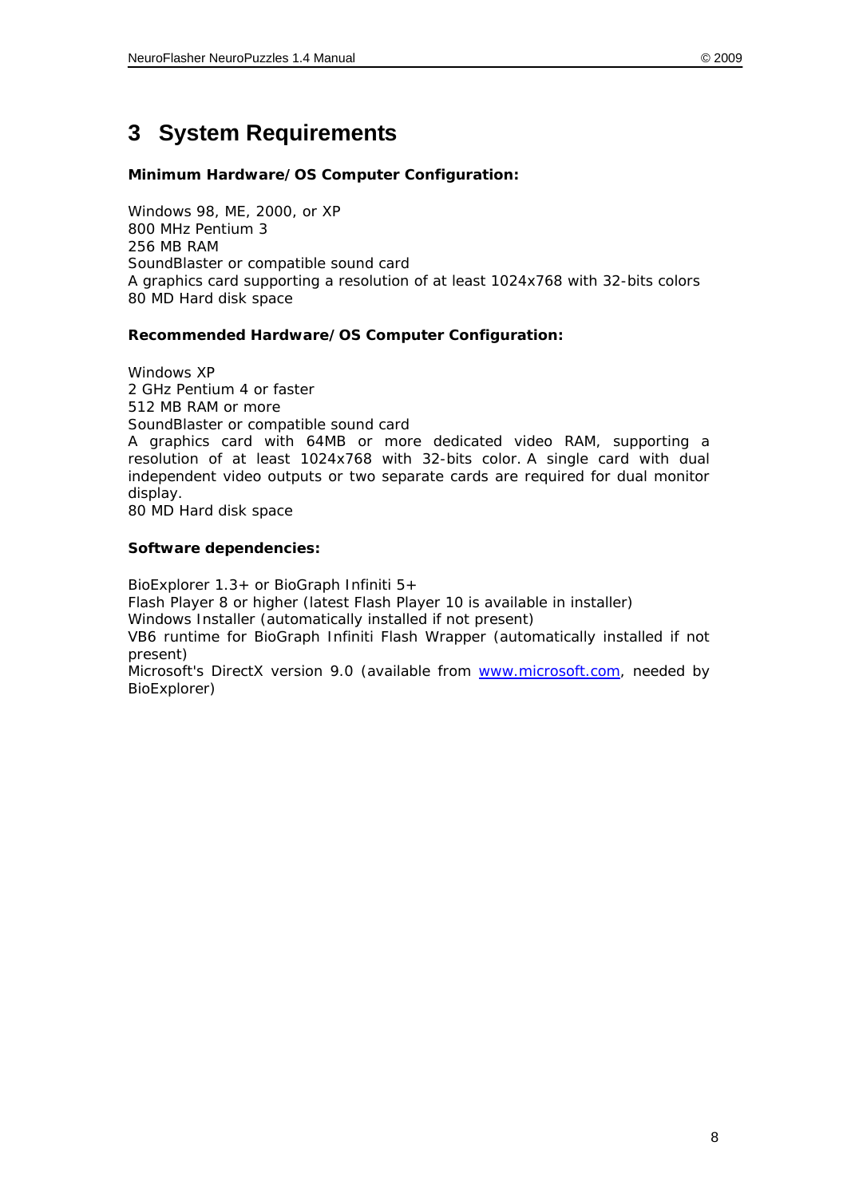# 3 System Requirements

**Minimum Hardware/OS Computer Configuration:**

Windows 98, ME, 2000, or XP
800 MHz Pentium 3
256 MB RAM
SoundBlaster or compatible sound card
A graphics card supporting a resolution of at least 1024x768 with 32-bits colors
80 MD Hard disk space

**Recommended Hardware/OS Computer Configuration:**

Windows XP
2 GHz Pentium 4 or faster
512 MB RAM or more
SoundBlaster or compatible sound card
A graphics card with 64MB or more dedicated video RAM, supporting a resolution of at least 1024x768 with 32-bits color. A single card with dual independent video outputs or two separate cards are required for dual monitor display.
80 MD Hard disk space

**Software dependencies:**

BioExplorer 1.3+ or BioGraph Infiniti 5+
Flash Player 8 or higher (latest Flash Player 10 is available in installer)
Windows Installer (automatically installed if not present)
VB6 runtime for BioGraph Infiniti Flash Wrapper (automatically installed if not present)
Microsoft's DirectX version 9.0 (available from www.microsoft.com, needed by BioExplorer)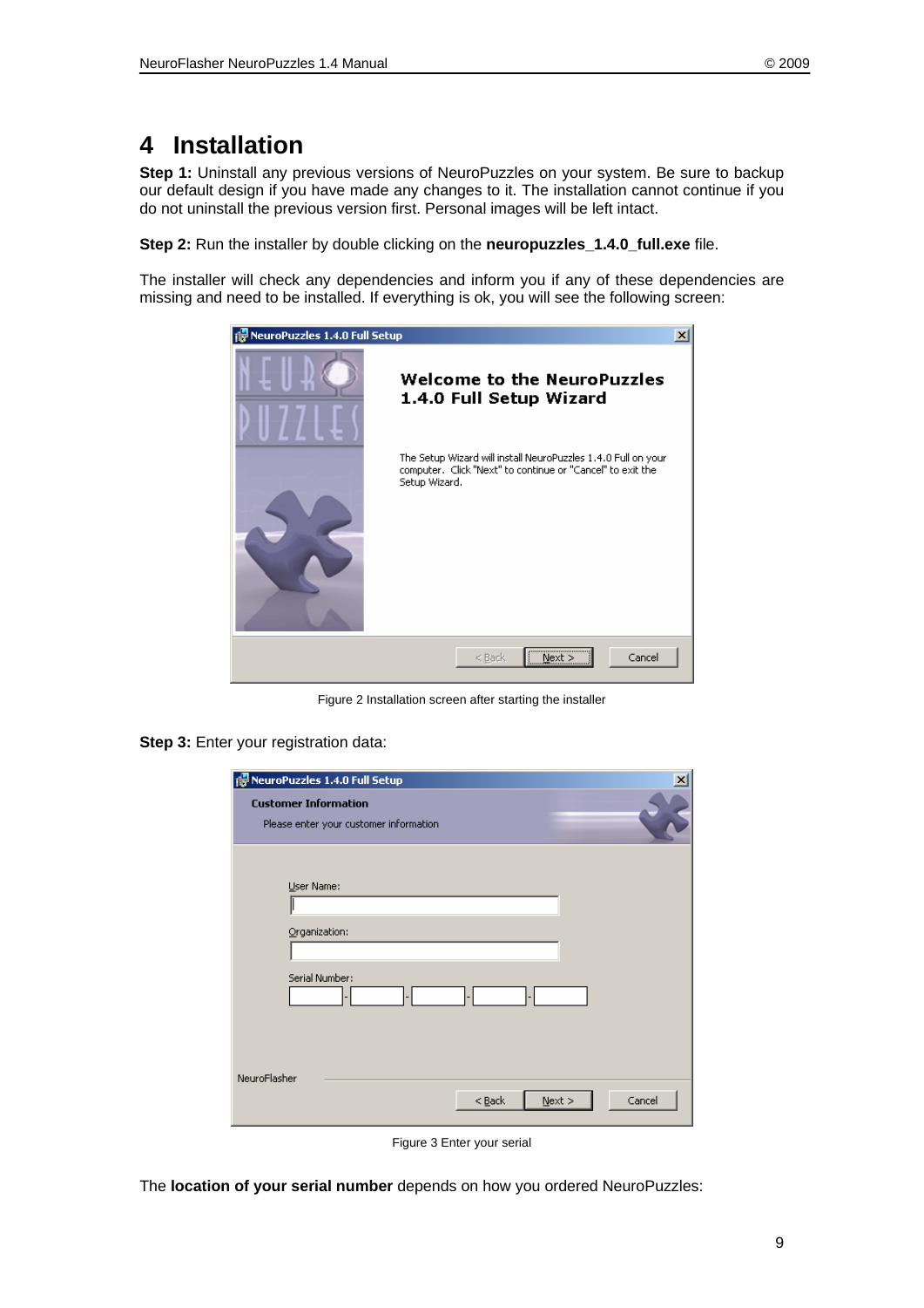# 4 Installation

**Step 1:** Uninstall any previous versions of NeuroPuzzles on your system. Be sure to backup our default design if you have made any changes to it. The installation cannot continue if you do not uninstall the previous version first. Personal images will be left intact.

**Step 2:** Run the installer by double clicking on the **neuropuzzles_1.4.0_full.exe** file.

The installer will check any dependencies and inform you if any of these dependencies are missing and need to be installed. If everything is ok, you will see the following screen:

Figure 2 Installation screen after starting the installer

**Step 3:** Enter your registration data:

Figure 3 Enter your serial

The **location of your serial number** depends on how you ordered NeuroPuzzles: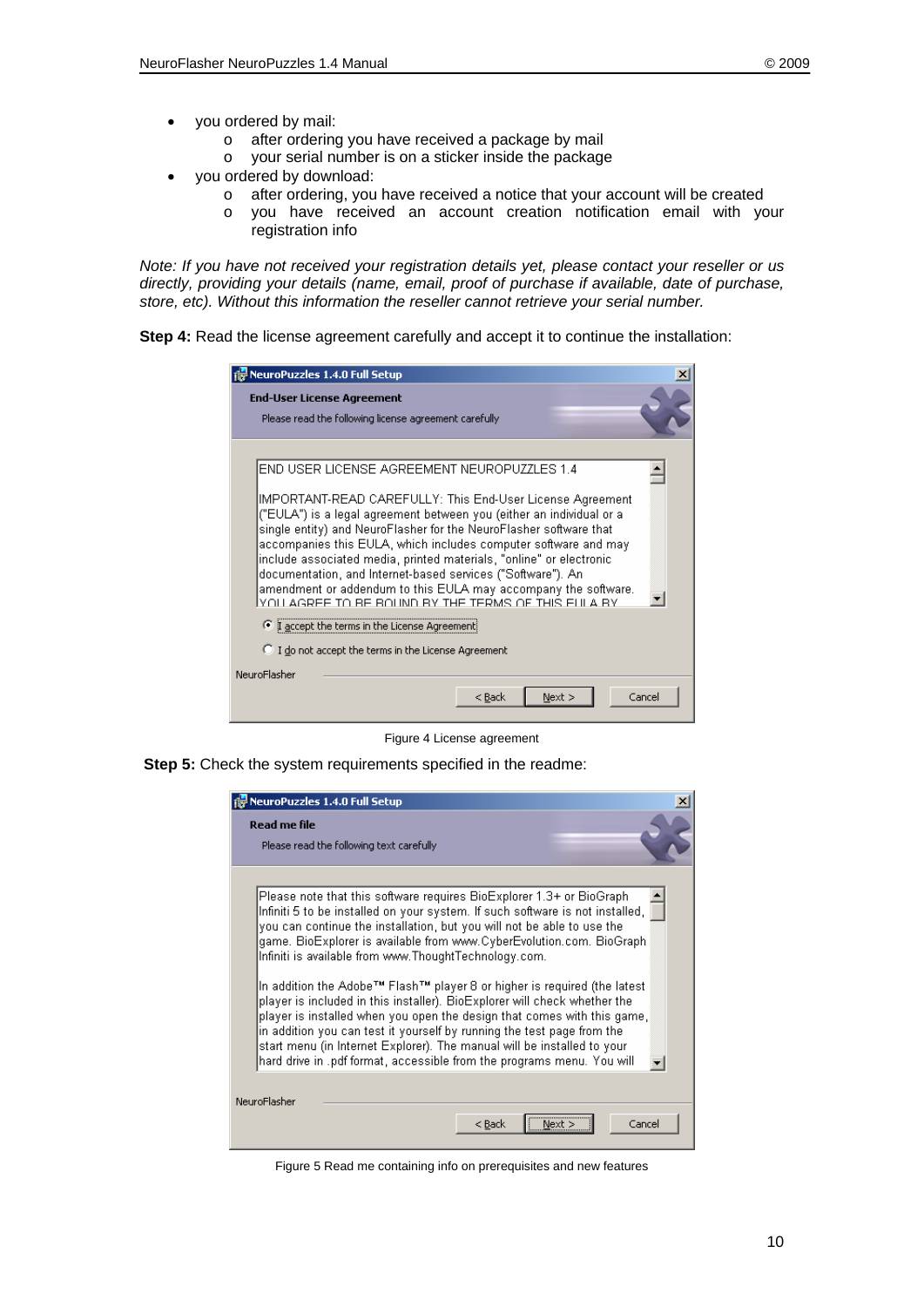- you ordered by mail:
  - after ordering you have received a package by mail
  - your serial number is on a sticker inside the package
- you ordered by download:
  - after ordering, you have received a notice that your account will be created
  - you have received an account creation notification email with your registration info

*Note: If you have not received your registration details yet, please contact your reseller or us directly, providing your details (name, email, proof of purchase if available, date of purchase, store, etc). Without this information the reseller cannot retrieve your serial number.*

**Step 4:** Read the license agreement carefully and accept it to continue the installation:

Figure 4 License agreement

**Step 5:** Check the system requirements specified in the readme:

Figure 5 Read me containing info on prerequisites and new features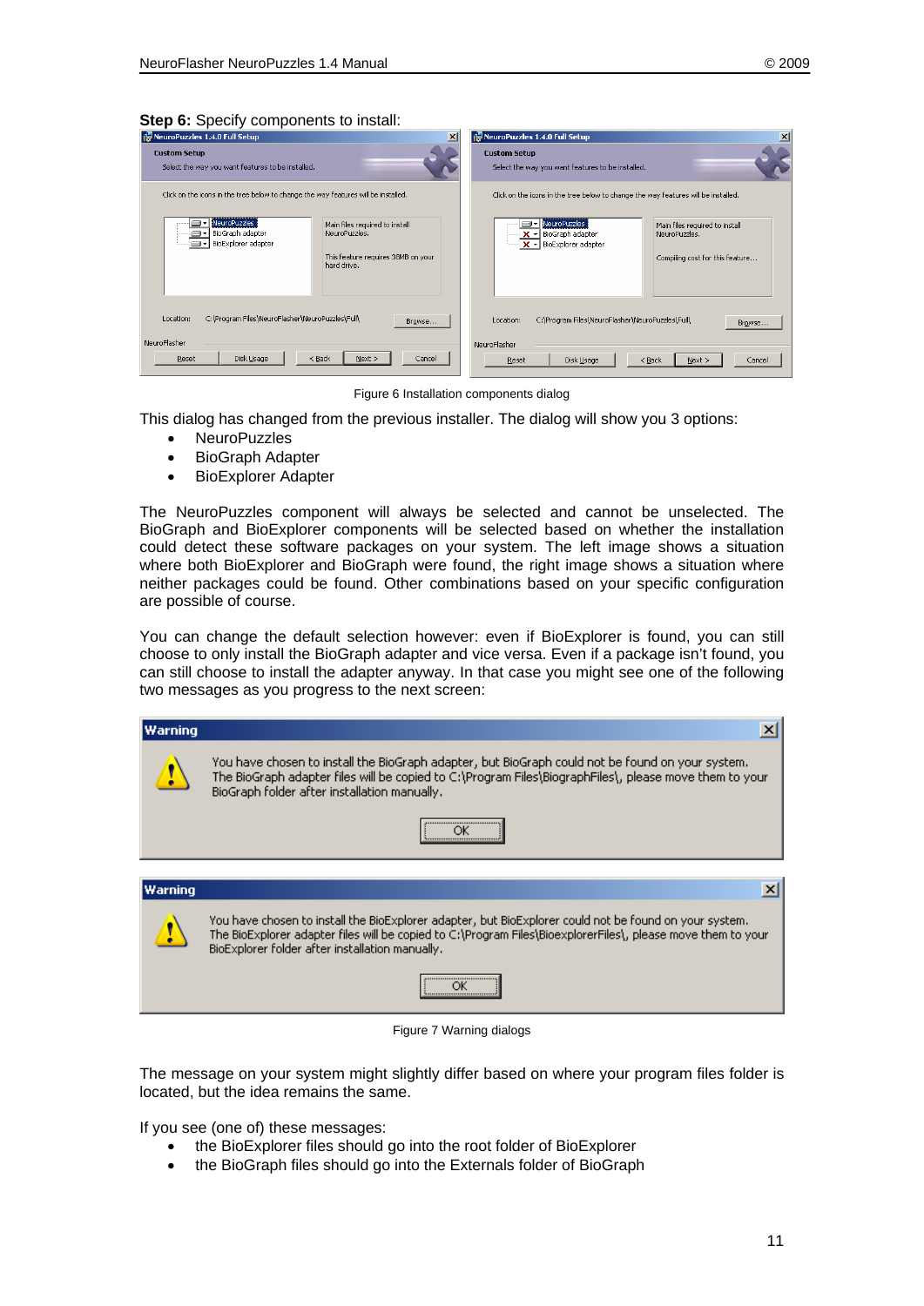**Step 6:** Specify components to install:

Figure 6 Installation components dialog

This dialog has changed from the previous installer. The dialog will show you 3 options:

- NeuroPuzzles
- BioGraph Adapter
- BioExplorer Adapter

The NeuroPuzzles component will always be selected and cannot be unselected. The BioGraph and BioExplorer components will be selected based on whether the installation could detect these software packages on your system. The left image shows a situation where both BioExplorer and BioGraph were found, the right image shows a situation where neither packages could be found. Other combinations based on your specific configuration are possible of course.

You can change the default selection however: even if BioExplorer is found, you can still choose to only install the BioGraph adapter and vice versa. Even if a package isn't found, you can still choose to install the adapter anyway. In that case you might see one of the following two messages as you progress to the next screen:

Figure 7 Warning dialogs

The message on your system might slightly differ based on where your program files folder is located, but the idea remains the same.

If you see (one of) these messages:

- the BioExplorer files should go into the root folder of BioExplorer
- the BioGraph files should go into the Externals folder of BioGraph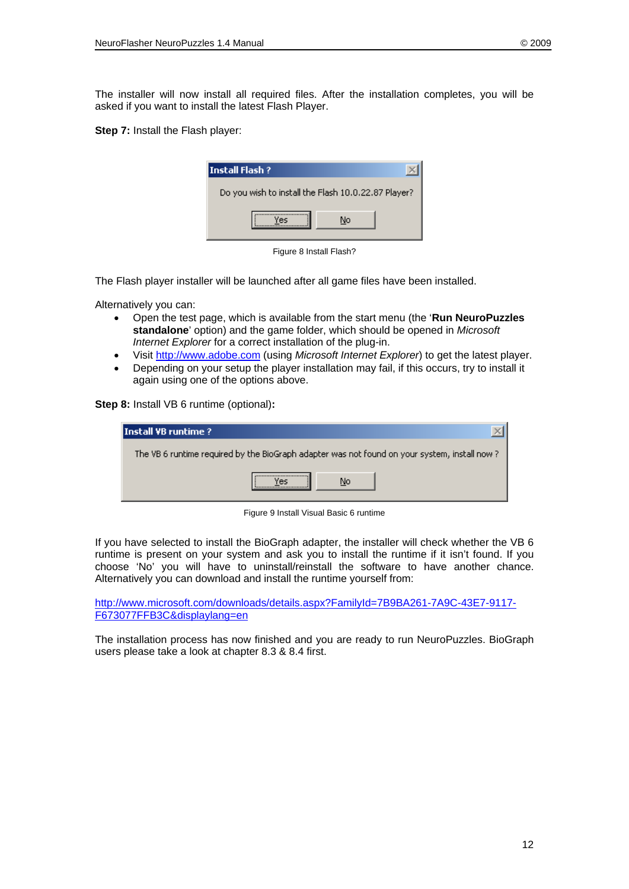The installer will now install all required files. After the installation completes, you will be asked if you want to install the latest Flash Player.

**Step 7:** Install the Flash player:

Figure 8 Install Flash?

The Flash player installer will be launched after all game files have been installed.

Alternatively you can:

- Open the test page, which is available from the start menu (the '**Run NeuroPuzzles standalone**' option) and the game folder, which should be opened in *Microsoft Internet Explorer* for a correct installation of the plug-in.
- Visit http://www.adobe.com (using *Microsoft Internet Explorer*) to get the latest player.
- Depending on your setup the player installation may fail, if this occurs, try to install it again using one of the options above.

**Step 8:** Install VB 6 runtime (optional)**:**

Figure 9 Install Visual Basic 6 runtime

If you have selected to install the BioGraph adapter, the installer will check whether the VB 6 runtime is present on your system and ask you to install the runtime if it isn't found. If you choose 'No' you will have to uninstall/reinstall the software to have another chance. Alternatively you can download and install the runtime yourself from:

http://www.microsoft.com/downloads/details.aspx?FamilyId=7B9BA261-7A9C-43E7-9117-F673077FFB3C&displaylang=en

The installation process has now finished and you are ready to run NeuroPuzzles. BioGraph users please take a look at chapter 8.3 & 8.4 first.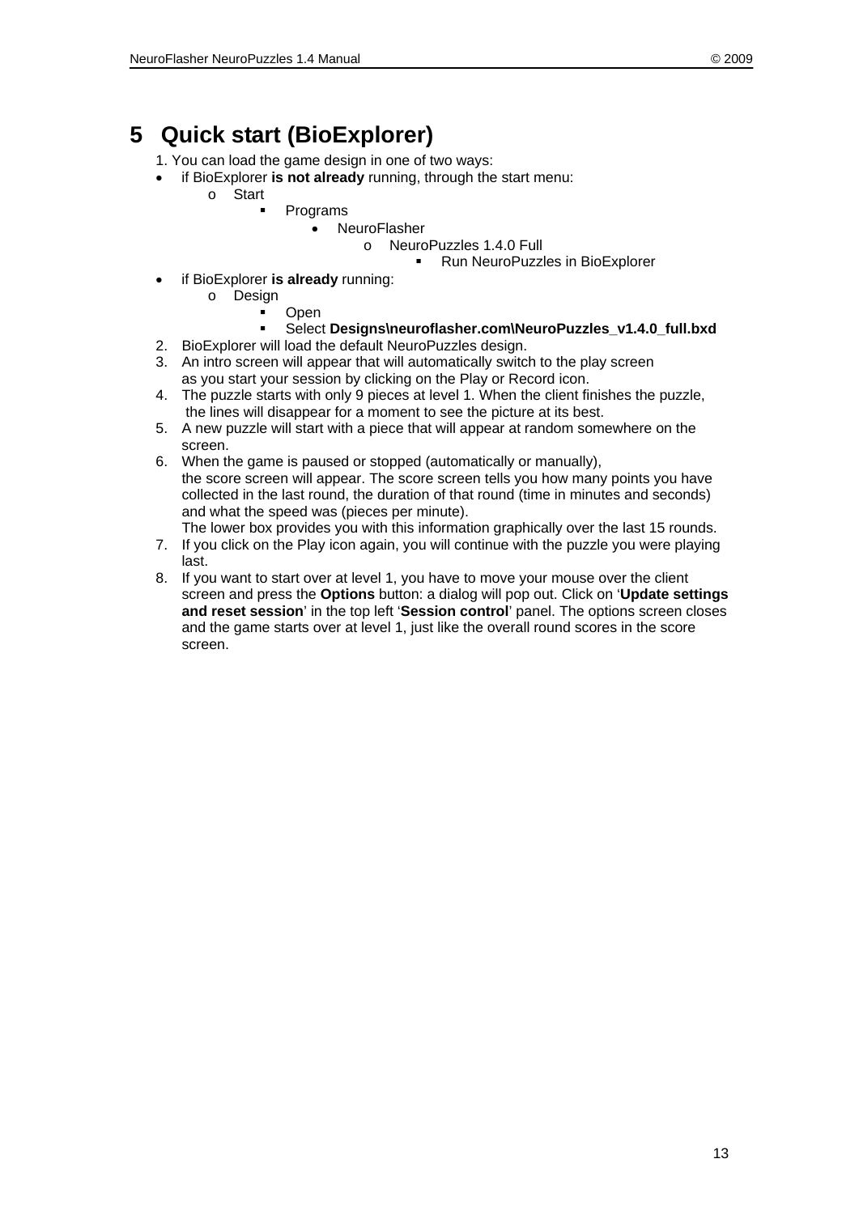# 5 Quick start (BioExplorer)

1. You can load the game design in one of two ways:
- if BioExplorer **is not already** running, through the start menu:
  - Start
    - Programs
      - NeuroFlasher
        - NeuroPuzzles 1.4.0 Full
          - Run NeuroPuzzles in BioExplorer
- if BioExplorer **is already** running:
  - Design
    - Open
    - Select **Designs\neuroflasher.com\NeuroPuzzles_v1.4.0_full.bxd**

2. BioExplorer will load the default NeuroPuzzles design.
3. An intro screen will appear that will automatically switch to the play screen as you start your session by clicking on the Play or Record icon.
4. The puzzle starts with only 9 pieces at level 1. When the client finishes the puzzle, the lines will disappear for a moment to see the picture at its best.
5. A new puzzle will start with a piece that will appear at random somewhere on the screen.
6. When the game is paused or stopped (automatically or manually), the score screen will appear. The score screen tells you how many points you have collected in the last round, the duration of that round (time in minutes and seconds) and what the speed was (pieces per minute).
   The lower box provides you with this information graphically over the last 15 rounds.
7. If you click on the Play icon again, you will continue with the puzzle you were playing last.
8. If you want to start over at level 1, you have to move your mouse over the client screen and press the **Options** button: a dialog will pop out. Click on '**Update settings and reset session**' in the top left '**Session control**' panel. The options screen closes and the game starts over at level 1, just like the overall round scores in the score screen.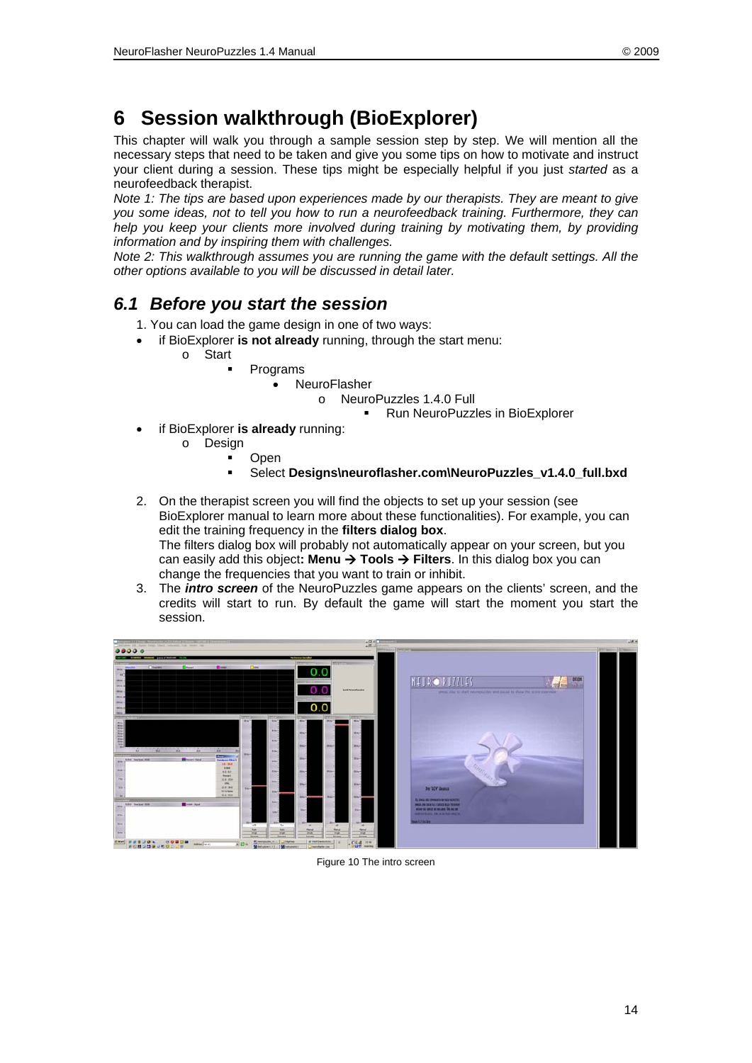# 6 Session walkthrough (BioExplorer)

This chapter will walk you through a sample session step by step. We will mention all the necessary steps that need to be taken and give you some tips on how to motivate and instruct your client during a session. These tips might be especially helpful if you just *started* as a neurofeedback therapist.

*Note 1: The tips are based upon experiences made by our therapists. They are meant to give you some ideas, not to tell you how to run a neurofeedback training. Furthermore, they can help you keep your clients more involved during training by motivating them, by providing information and by inspiring them with challenges.*

*Note 2: This walkthrough assumes you are running the game with the default settings. All the other options available to you will be discussed in detail later.*

## 6.1 Before you start the session

1. You can load the game design in one of two ways:

- if BioExplorer **is not already** running, through the start menu:
  - Start
    - Programs
      - NeuroFlasher
        - NeuroPuzzles 1.4.0 Full
          - Run NeuroPuzzles in BioExplorer
- if BioExplorer **is already** running:
  - Design
    - Open
    - Select **Designs\neuroflasher.com\NeuroPuzzles_v1.4.0_full.bxd**

2. On the therapist screen you will find the objects to set up your session (see BioExplorer manual to learn more about these functionalities). For example, you can edit the training frequency in the **filters dialog box**.
   The filters dialog box will probably not automatically appear on your screen, but you can easily add this object**: Menu → Tools → Filters**. In this dialog box you can change the frequencies that you want to train or inhibit.
3. The ***intro screen*** of the NeuroPuzzles game appears on the clients' screen, and the credits will start to run. By default the game will start the moment you start the session.

Figure 10 The intro screen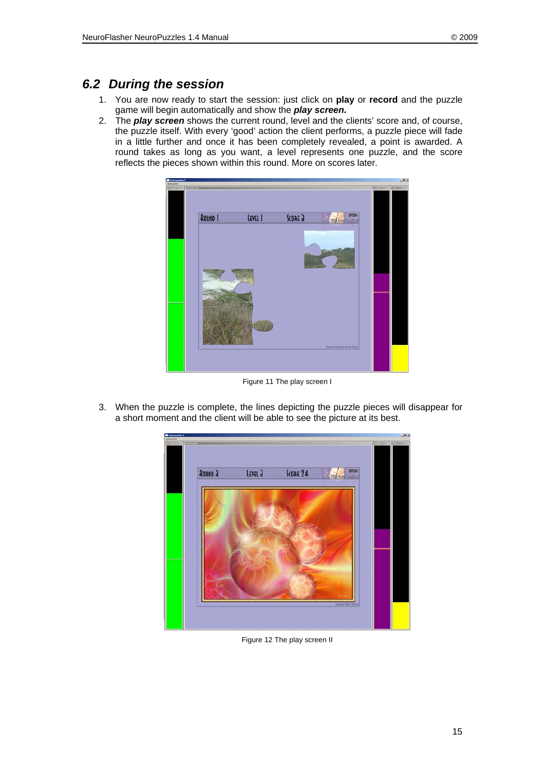## 6.2 *During the session*

1. You are now ready to start the session: just click on **play** or **record** and the puzzle game will begin automatically and show the ***play screen.***
2. The ***play screen*** shows the current round, level and the clients' score and, of course, the puzzle itself. With every 'good' action the client performs, a puzzle piece will fade in a little further and once it has been completely revealed, a point is awarded. A round takes as long as you want, a level represents one puzzle, and the score reflects the pieces shown within this round. More on scores later.

Figure 11 The play screen I

3. When the puzzle is complete, the lines depicting the puzzle pieces will disappear for a short moment and the client will be able to see the picture at its best.

Figure 12 The play screen II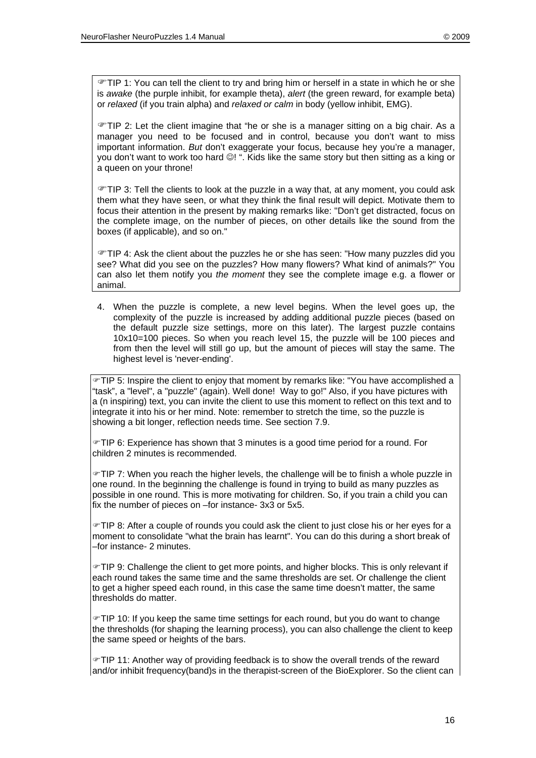☞TIP 1: You can tell the client to try and bring him or herself in a state in which he or she is *awake* (the purple inhibit, for example theta), *alert* (the green reward, for example beta) or *relaxed* (if you train alpha) and *relaxed or calm* in body (yellow inhibit, EMG).

☞TIP 2: Let the client imagine that "he or she is a manager sitting on a big chair. As a manager you need to be focused and in control, because you don't want to miss important information. *But* don't exaggerate your focus, because hey you're a manager, you don't want to work too hard ☺! ". Kids like the same story but then sitting as a king or a queen on your throne!

☞TIP 3: Tell the clients to look at the puzzle in a way that, at any moment, you could ask them what they have seen, or what they think the final result will depict. Motivate them to focus their attention in the present by making remarks like: "Don't get distracted, focus on the complete image, on the number of pieces, on other details like the sound from the boxes (if applicable), and so on."

☞TIP 4: Ask the client about the puzzles he or she has seen: "How many puzzles did you see? What did you see on the puzzles? How many flowers? What kind of animals?" You can also let them notify you *the moment* they see the complete image e.g. a flower or animal.

4. When the puzzle is complete, a new level begins. When the level goes up, the complexity of the puzzle is increased by adding additional puzzle pieces (based on the default puzzle size settings, more on this later). The largest puzzle contains 10x10=100 pieces. So when you reach level 15, the puzzle will be 100 pieces and from then the level will still go up, but the amount of pieces will stay the same. The highest level is 'never-ending'.

☞TIP 5: Inspire the client to enjoy that moment by remarks like: "You have accomplished a "task", a "level", a "puzzle" (again). Well done! Way to go!" Also, if you have pictures with a (n inspiring) text, you can invite the client to use this moment to reflect on this text and to integrate it into his or her mind. Note: remember to stretch the time, so the puzzle is showing a bit longer, reflection needs time. See section 7.9.

☞TIP 6: Experience has shown that 3 minutes is a good time period for a round. For children 2 minutes is recommended.

☞TIP 7: When you reach the higher levels, the challenge will be to finish a whole puzzle in one round. In the beginning the challenge is found in trying to build as many puzzles as possible in one round. This is more motivating for children. So, if you train a child you can fix the number of pieces on –for instance- 3x3 or 5x5.

☞TIP 8: After a couple of rounds you could ask the client to just close his or her eyes for a moment to consolidate "what the brain has learnt". You can do this during a short break of –for instance- 2 minutes.

☞TIP 9: Challenge the client to get more points, and higher blocks. This is only relevant if each round takes the same time and the same thresholds are set. Or challenge the client to get a higher speed each round, in this case the same time doesn't matter, the same thresholds do matter.

☞TIP 10: If you keep the same time settings for each round, but you do want to change the thresholds (for shaping the learning process), you can also challenge the client to keep the same speed or heights of the bars.

☞TIP 11: Another way of providing feedback is to show the overall trends of the reward and/or inhibit frequency(band)s in the therapist-screen of the BioExplorer. So the client can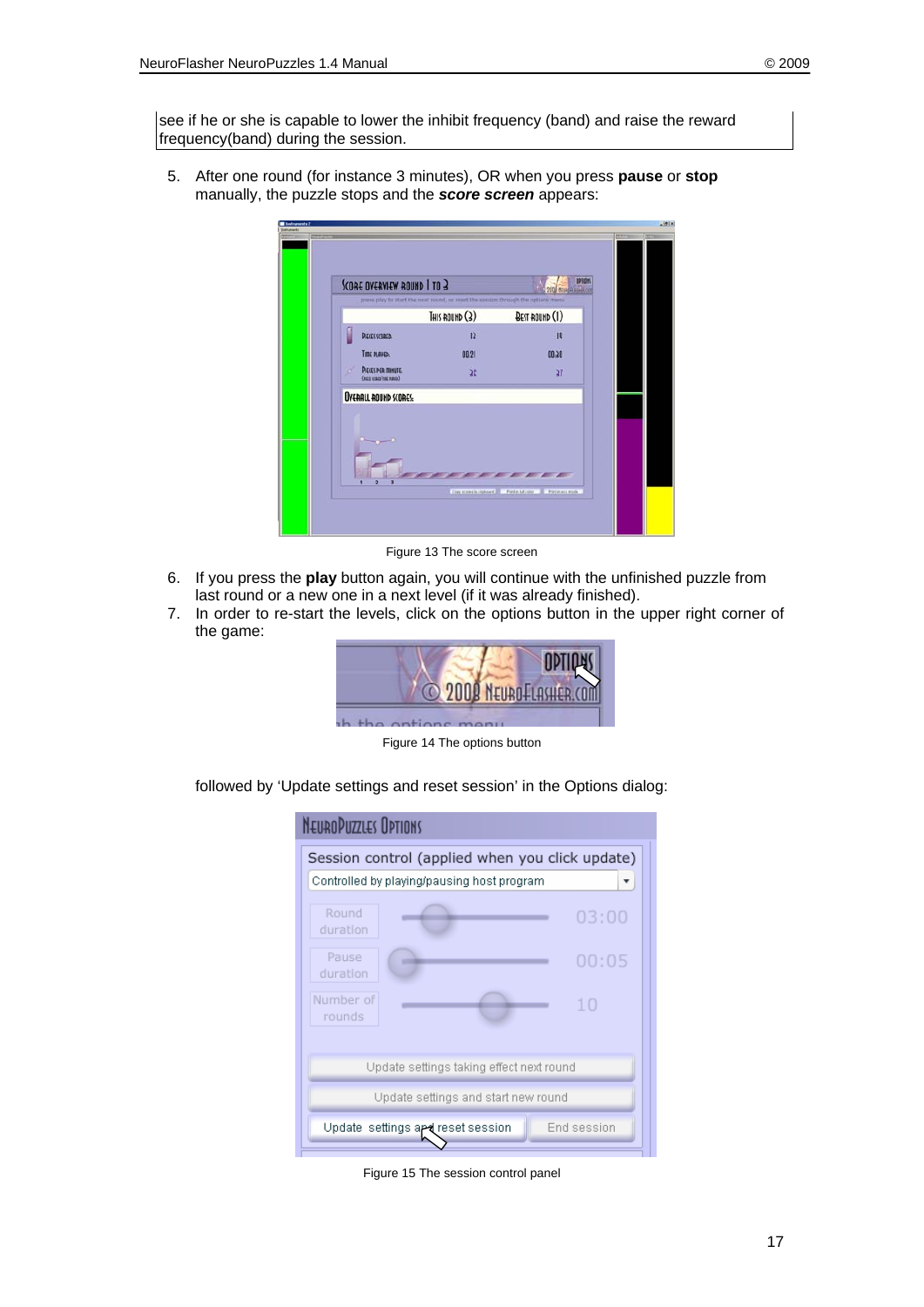see if he or she is capable to lower the inhibit frequency (band) and raise the reward frequency(band) during the session.

5. After one round (for instance 3 minutes), OR when you press **pause** or **stop** manually, the puzzle stops and the ***score screen*** appears:

Figure 13 The score screen

6. If you press the **play** button again, you will continue with the unfinished puzzle from last round or a new one in a next level (if it was already finished).
7. In order to re-start the levels, click on the options button in the upper right corner of the game:

Figure 14 The options button

followed by 'Update settings and reset session' in the Options dialog:

Figure 15 The session control panel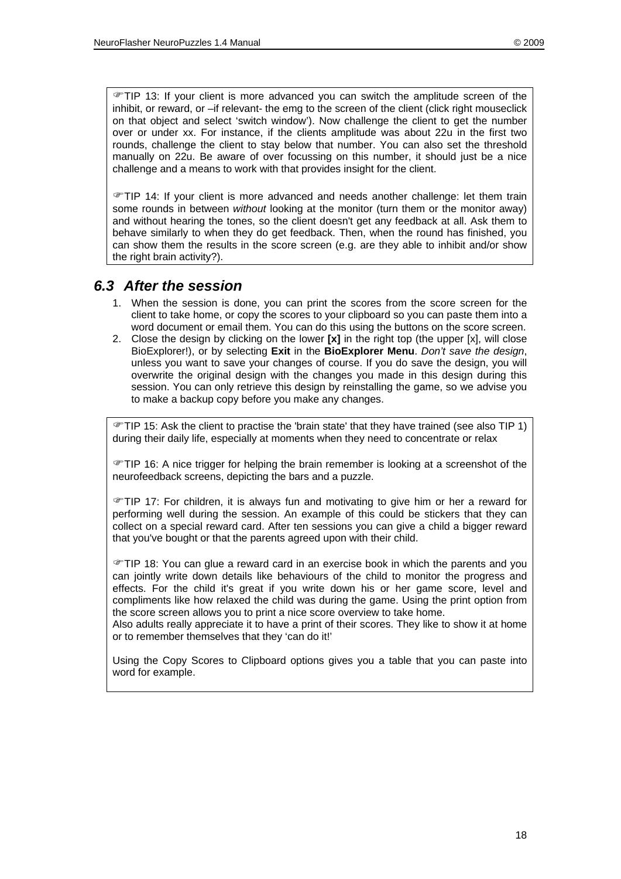☞TIP 13: If your client is more advanced you can switch the amplitude screen of the inhibit, or reward, or –if relevant- the emg to the screen of the client (click right mouseclick on that object and select 'switch window'). Now challenge the client to get the number over or under xx. For instance, if the clients amplitude was about 22u in the first two rounds, challenge the client to stay below that number. You can also set the threshold manually on 22u. Be aware of over focussing on this number, it should just be a nice challenge and a means to work with that provides insight for the client.

☞TIP 14: If your client is more advanced and needs another challenge: let them train some rounds in between *without* looking at the monitor (turn them or the monitor away) and without hearing the tones, so the client doesn't get any feedback at all. Ask them to behave similarly to when they do get feedback. Then, when the round has finished, you can show them the results in the score screen (e.g. are they able to inhibit and/or show the right brain activity?).

## 6.3 After the session

1. When the session is done, you can print the scores from the score screen for the client to take home, or copy the scores to your clipboard so you can paste them into a word document or email them. You can do this using the buttons on the score screen.
2. Close the design by clicking on the lower **[x]** in the right top (the upper [x], will close BioExplorer!), or by selecting **Exit** in the **BioExplorer Menu**. *Don't save the design*, unless you want to save your changes of course. If you do save the design, you will overwrite the original design with the changes you made in this design during this session. You can only retrieve this design by reinstalling the game, so we advise you to make a backup copy before you make any changes.

☞TIP 15: Ask the client to practise the 'brain state' that they have trained (see also TIP 1) during their daily life, especially at moments when they need to concentrate or relax

☞TIP 16: A nice trigger for helping the brain remember is looking at a screenshot of the neurofeedback screens, depicting the bars and a puzzle.

☞TIP 17: For children, it is always fun and motivating to give him or her a reward for performing well during the session. An example of this could be stickers that they can collect on a special reward card. After ten sessions you can give a child a bigger reward that you've bought or that the parents agreed upon with their child.

☞TIP 18: You can glue a reward card in an exercise book in which the parents and you can jointly write down details like behaviours of the child to monitor the progress and effects. For the child it's great if you write down his or her game score, level and compliments like how relaxed the child was during the game. Using the print option from the score screen allows you to print a nice score overview to take home.
Also adults really appreciate it to have a print of their scores. They like to show it at home or to remember themselves that they 'can do it!'

Using the Copy Scores to Clipboard options gives you a table that you can paste into word for example.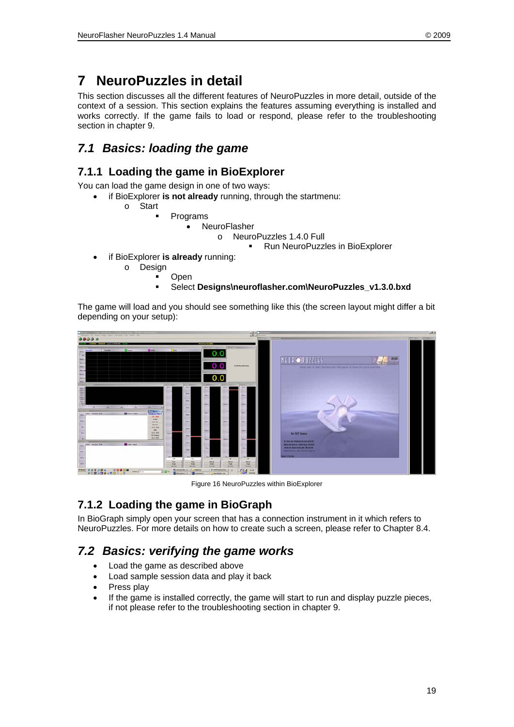# 7 NeuroPuzzles in detail

This section discusses all the different features of NeuroPuzzles in more detail, outside of the context of a session. This section explains the features assuming everything is installed and works correctly. If the game fails to load or respond, please refer to the troubleshooting section in chapter 9.

## 7.1 *Basics: loading the game*

### 7.1.1 Loading the game in BioExplorer

You can load the game design in one of two ways:

- if BioExplorer **is not already** running, through the startmenu:
  - Start
    - Programs
      - NeuroFlasher
        - NeuroPuzzles 1.4.0 Full
          - Run NeuroPuzzles in BioExplorer
- if BioExplorer **is already** running:
  - Design
    - Open
    - Select **Designs\neuroflasher.com\NeuroPuzzles_v1.3.0.bxd**

The game will load and you should see something like this (the screen layout might differ a bit depending on your setup):

Figure 16 NeuroPuzzles within BioExplorer

### 7.1.2 Loading the game in BioGraph

In BioGraph simply open your screen that has a connection instrument in it which refers to NeuroPuzzles. For more details on how to create such a screen, please refer to Chapter 8.4.

## 7.2 *Basics: verifying the game works*

- Load the game as described above
- Load sample session data and play it back
- Press play
- If the game is installed correctly, the game will start to run and display puzzle pieces, if not please refer to the troubleshooting section in chapter 9.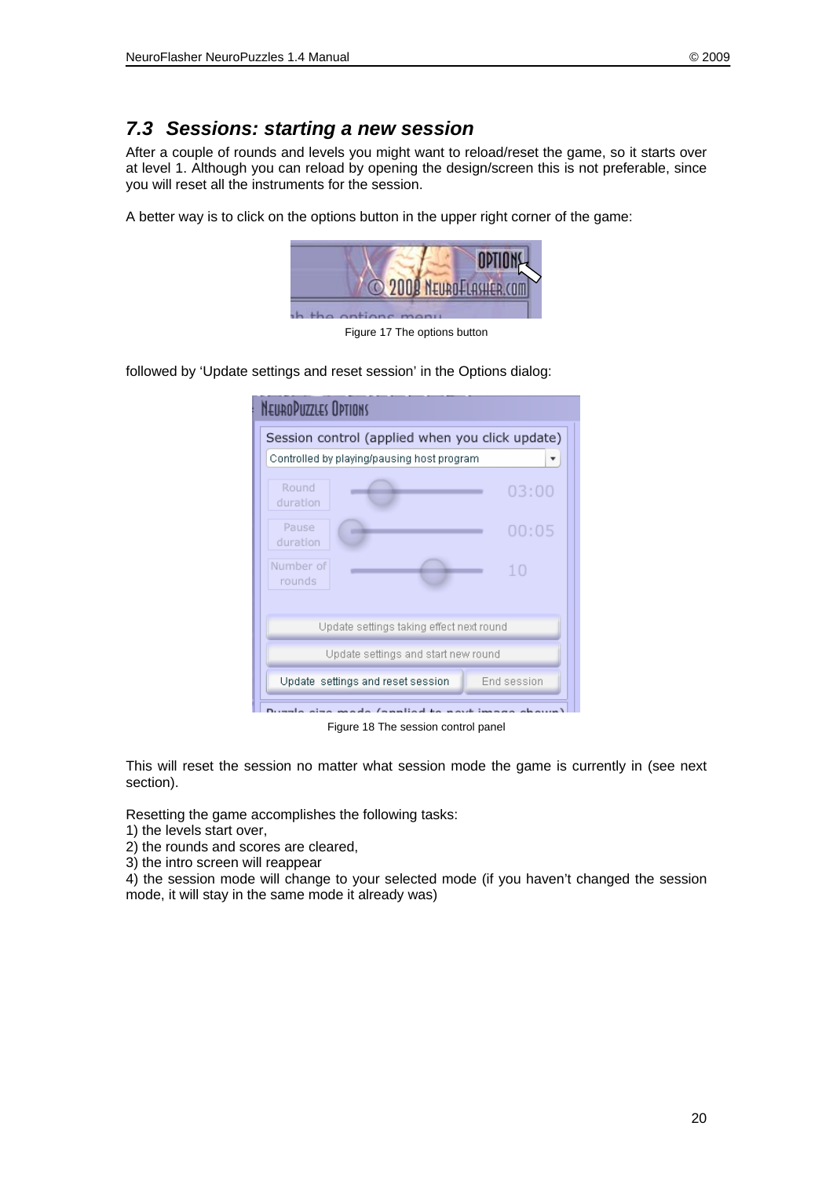## 7.3 *Sessions: starting a new session*

After a couple of rounds and levels you might want to reload/reset the game, so it starts over at level 1. Although you can reload by opening the design/screen this is not preferable, since you will reset all the instruments for the session.

A better way is to click on the options button in the upper right corner of the game:

Figure 17 The options button

followed by ‘Update settings and reset session’ in the Options dialog:

Figure 18 The session control panel

This will reset the session no matter what session mode the game is currently in (see next section).

Resetting the game accomplishes the following tasks:
1) the levels start over,
2) the rounds and scores are cleared,
3) the intro screen will reappear
4) the session mode will change to your selected mode (if you haven’t changed the session mode, it will stay in the same mode it already was)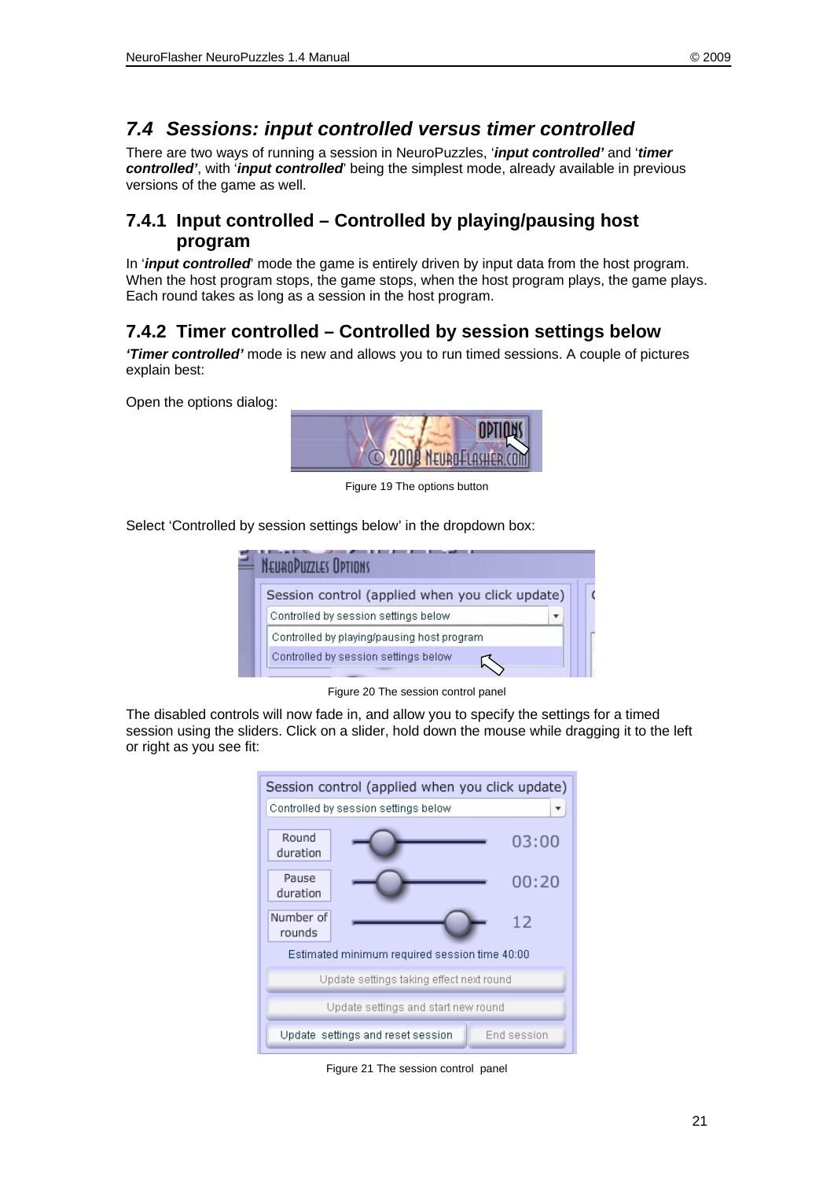## 7.4 *Sessions: input controlled versus timer controlled*

There are two ways of running a session in NeuroPuzzles, '***input controlled'*** and '***timer controlled'***, with '***input controlled***' being the simplest mode, already available in previous versions of the game as well.

### 7.4.1 Input controlled – Controlled by playing/pausing host program

In '***input controlled***' mode the game is entirely driven by input data from the host program. When the host program stops, the game stops, when the host program plays, the game plays. Each round takes as long as a session in the host program.

### 7.4.2 Timer controlled – Controlled by session settings below

***'Timer controlled'*** mode is new and allows you to run timed sessions. A couple of pictures explain best:

Open the options dialog:

Figure 19 The options button

Select 'Controlled by session settings below' in the dropdown box:

Figure 20 The session control panel

The disabled controls will now fade in, and allow you to specify the settings for a timed session using the sliders. Click on a slider, hold down the mouse while dragging it to the left or right as you see fit:

Figure 21 The session control panel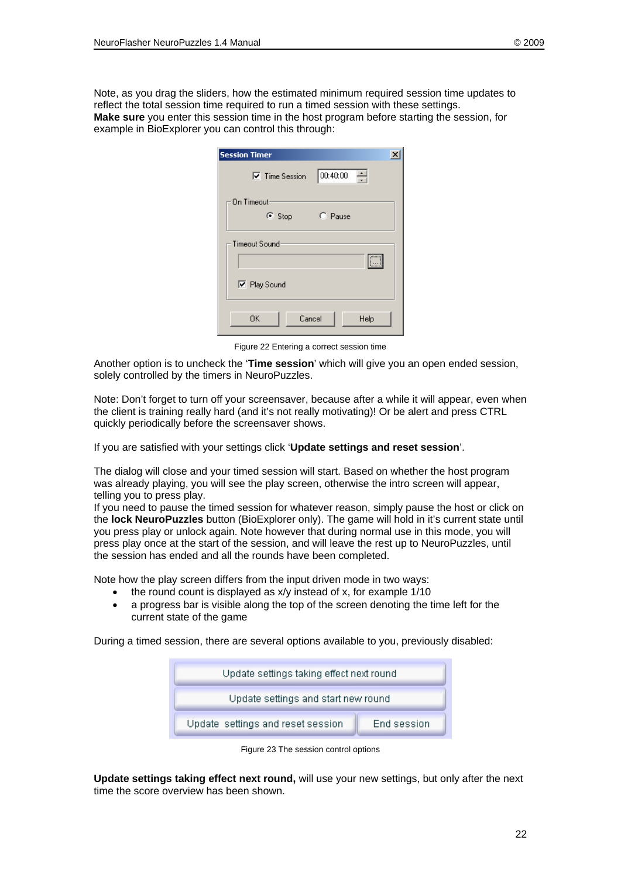Note, as you drag the sliders, how the estimated minimum required session time updates to reflect the total session time required to run a timed session with these settings.
**Make sure** you enter this session time in the host program before starting the session, for example in BioExplorer you can control this through:

Figure 22 Entering a correct session time

Another option is to uncheck the '**Time session**' which will give you an open ended session, solely controlled by the timers in NeuroPuzzles.

Note: Don't forget to turn off your screensaver, because after a while it will appear, even when the client is training really hard (and it's not really motivating)! Or be alert and press CTRL quickly periodically before the screensaver shows.

If you are satisfied with your settings click '**Update settings and reset session**'.

The dialog will close and your timed session will start. Based on whether the host program was already playing, you will see the play screen, otherwise the intro screen will appear, telling you to press play.
If you need to pause the timed session for whatever reason, simply pause the host or click on the **lock NeuroPuzzles** button (BioExplorer only). The game will hold in it's current state until you press play or unlock again. Note however that during normal use in this mode, you will press play once at the start of the session, and will leave the rest up to NeuroPuzzles, until the session has ended and all the rounds have been completed.

Note how the play screen differs from the input driven mode in two ways:

- the round count is displayed as x/y instead of x, for example 1/10
- a progress bar is visible along the top of the screen denoting the time left for the current state of the game

During a timed session, there are several options available to you, previously disabled:

Figure 23 The session control options

**Update settings taking effect next round,** will use your new settings, but only after the next time the score overview has been shown.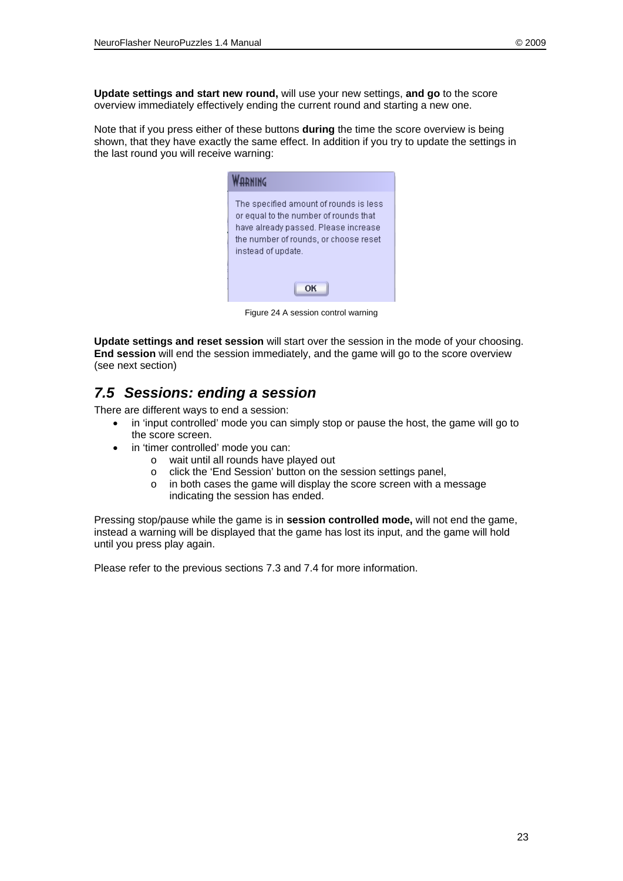**Update settings and start new round,** will use your new settings, **and go** to the score overview immediately effectively ending the current round and starting a new one.

Note that if you press either of these buttons **during** the time the score overview is being shown, that they have exactly the same effect. In addition if you try to update the settings in the last round you will receive warning:

WARNING

The specified amount of rounds is less or equal to the number of rounds that have already passed. Please increase the number of rounds, or choose reset instead of update.

OK

Figure 24 A session control warning

**Update settings and reset session** will start over the session in the mode of your choosing.
**End session** will end the session immediately, and the game will go to the score overview (see next section)

## *7.5 Sessions: ending a session*

There are different ways to end a session:

- in 'input controlled' mode you can simply stop or pause the host, the game will go to the score screen.
- in 'timer controlled' mode you can:
  - wait until all rounds have played out
  - click the 'End Session' button on the session settings panel,
  - in both cases the game will display the score screen with a message indicating the session has ended.

Pressing stop/pause while the game is in **session controlled mode,** will not end the game, instead a warning will be displayed that the game has lost its input, and the game will hold until you press play again.

Please refer to the previous sections 7.3 and 7.4 for more information.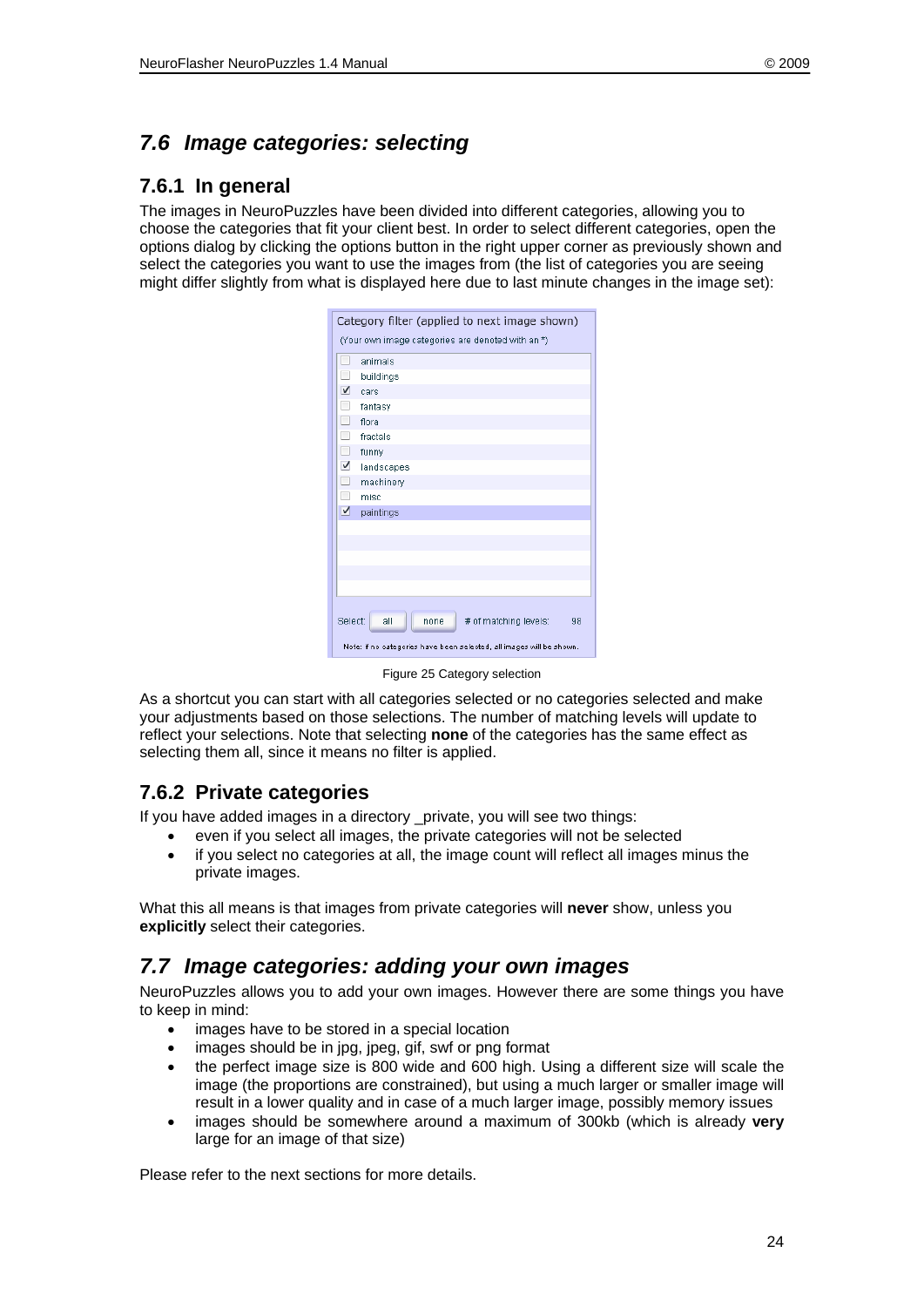## 7.6 Image categories: selecting

### 7.6.1 In general

The images in NeuroPuzzles have been divided into different categories, allowing you to choose the categories that fit your client best. In order to select different categories, open the options dialog by clicking the options button in the right upper corner as previously shown and select the categories you want to use the images from (the list of categories you are seeing might differ slightly from what is displayed here due to last minute changes in the image set):

Figure 25 Category selection

As a shortcut you can start with all categories selected or no categories selected and make your adjustments based on those selections. The number of matching levels will update to reflect your selections. Note that selecting **none** of the categories has the same effect as selecting them all, since it means no filter is applied.

### 7.6.2 Private categories

If you have added images in a directory _private, you will see two things:

- even if you select all images, the private categories will not be selected
- if you select no categories at all, the image count will reflect all images minus the private images.

What this all means is that images from private categories will **never** show, unless you **explicitly** select their categories.

## 7.7 Image categories: adding your own images

NeuroPuzzles allows you to add your own images. However there are some things you have to keep in mind:

- images have to be stored in a special location
- images should be in jpg, jpeg, gif, swf or png format
- the perfect image size is 800 wide and 600 high. Using a different size will scale the image (the proportions are constrained), but using a much larger or smaller image will result in a lower quality and in case of a much larger image, possibly memory issues
- images should be somewhere around a maximum of 300kb (which is already **very** large for an image of that size)

Please refer to the next sections for more details.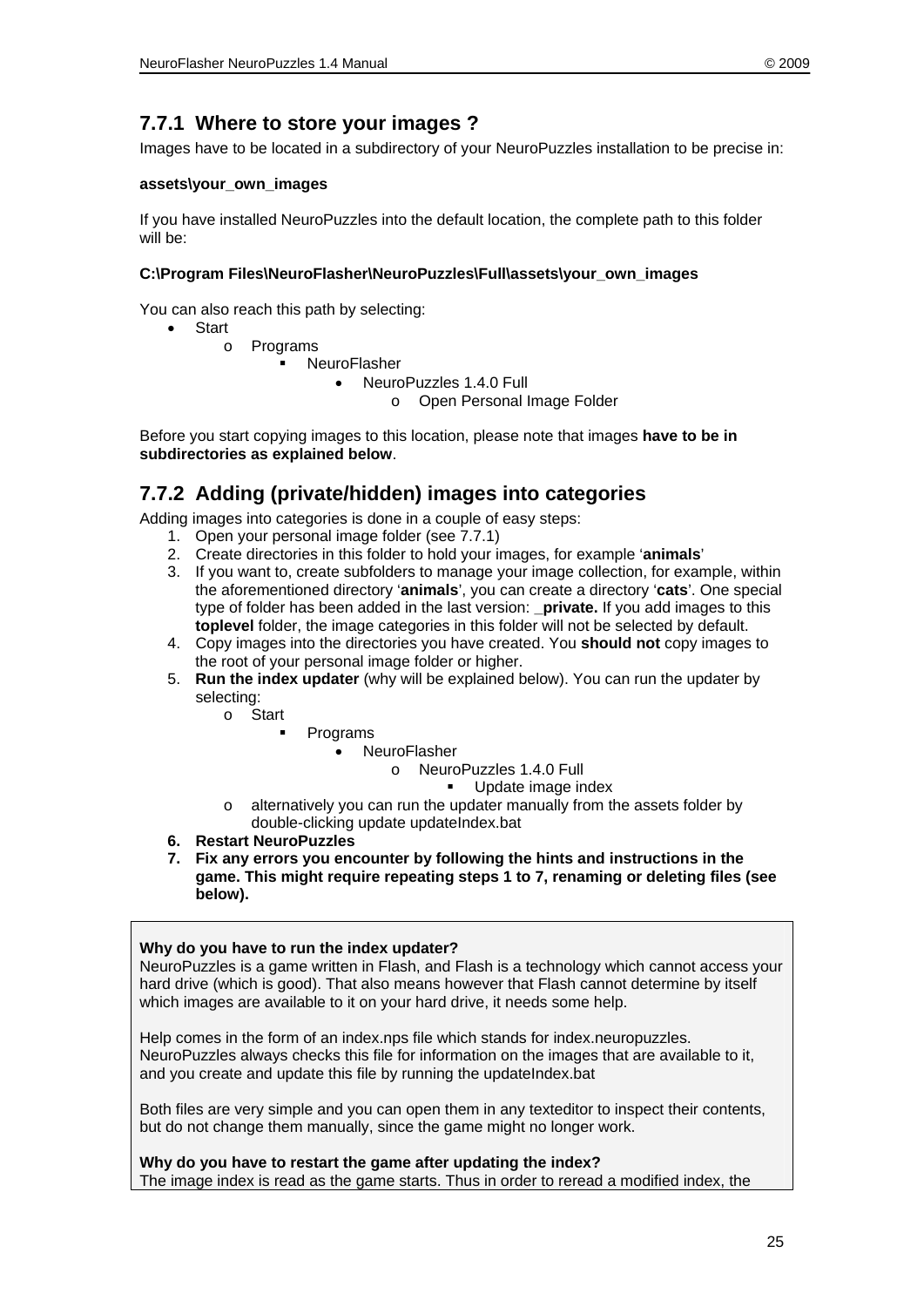### 7.7.1 Where to store your images ?

Images have to be located in a subdirectory of your NeuroPuzzles installation to be precise in:

**assets\your_own_images**

If you have installed NeuroPuzzles into the default location, the complete path to this folder will be:

**C:\Program Files\NeuroFlasher\NeuroPuzzles\Full\assets\your_own_images**

You can also reach this path by selecting:

- Start
  - Programs
    - NeuroFlasher
      - NeuroPuzzles 1.4.0 Full
        - Open Personal Image Folder

Before you start copying images to this location, please note that images **have to be in subdirectories as explained below**.

### 7.7.2 Adding (private/hidden) images into categories

Adding images into categories is done in a couple of easy steps:

1. Open your personal image folder (see 7.7.1)
2. Create directories in this folder to hold your images, for example '**animals**'
3. If you want to, create subfolders to manage your image collection, for example, within the aforementioned directory '**animals**', you can create a directory '**cats**'. One special type of folder has been added in the last version: **_private.** If you add images to this **toplevel** folder, the image categories in this folder will not be selected by default.
4. Copy images into the directories you have created. You **should not** copy images to the root of your personal image folder or higher.
5. **Run the index updater** (why will be explained below). You can run the updater by selecting:
   - Start
     - Programs
       - NeuroFlasher
         - NeuroPuzzles 1.4.0 Full
           - Update image index
   - alternatively you can run the updater manually from the assets folder by double-clicking update updateIndex.bat
6. **Restart NeuroPuzzles**
7. **Fix any errors you encounter by following the hints and instructions in the game. This might require repeating steps 1 to 7, renaming or deleting files (see below).**

**Why do you have to run the index updater?**
NeuroPuzzles is a game written in Flash, and Flash is a technology which cannot access your hard drive (which is good). That also means however that Flash cannot determine by itself which images are available to it on your hard drive, it needs some help.

Help comes in the form of an index.nps file which stands for index.neuropuzzles. NeuroPuzzles always checks this file for information on the images that are available to it, and you create and update this file by running the updateIndex.bat

Both files are very simple and you can open them in any texteditor to inspect their contents, but do not change them manually, since the game might no longer work.

**Why do you have to restart the game after updating the index?**
The image index is read as the game starts. Thus in order to reread a modified index, the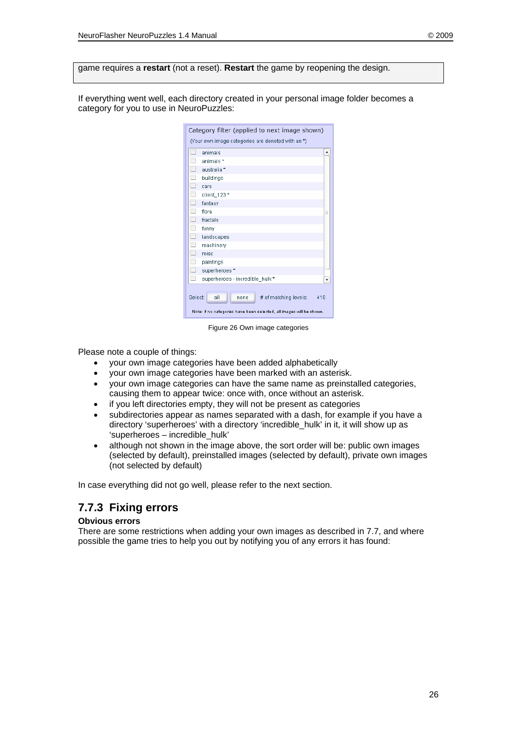game requires a **restart** (not a reset). **Restart** the game by reopening the design.

If everything went well, each directory created in your personal image folder becomes a category for you to use in NeuroPuzzles:

Figure 26 Own image categories

Please note a couple of things:

- your own image categories have been added alphabetically
- your own image categories have been marked with an asterisk.
- your own image categories can have the same name as preinstalled categories, causing them to appear twice: once with, once without an asterisk.
- if you left directories empty, they will not be present as categories
- subdirectories appear as names separated with a dash, for example if you have a directory 'superheroes' with a directory 'incredible_hulk' in it, it will show up as 'superheroes – incredible_hulk'
- although not shown in the image above, the sort order will be: public own images (selected by default), preinstalled images (selected by default), private own images (not selected by default)

In case everything did not go well, please refer to the next section.

### 7.7.3 Fixing errors

**Obvious errors**

There are some restrictions when adding your own images as described in 7.7, and where possible the game tries to help you out by notifying you of any errors it has found: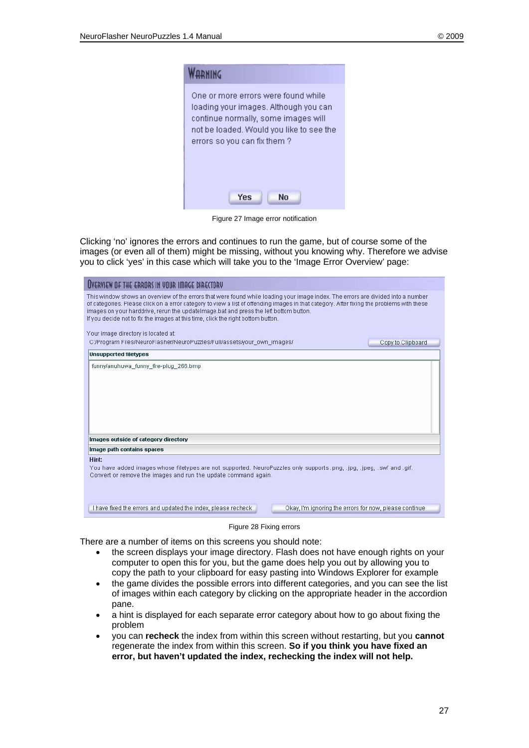Figure 27 Image error notification

Clicking 'no' ignores the errors and continues to run the game, but of course some of the images (or even all of them) might be missing, without you knowing why. Therefore we advise you to click 'yes' in this case which will take you to the 'Image Error Overview' page:

Figure 28 Fixing errors

There are a number of items on this screens you should note:

- the screen displays your image directory. Flash does not have enough rights on your computer to open this for you, but the game does help you out by allowing you to copy the path to your clipboard for easy pasting into Windows Explorer for example
- the game divides the possible errors into different categories, and you can see the list of images within each category by clicking on the appropriate header in the accordion pane.
- a hint is displayed for each separate error category about how to go about fixing the problem
- you can **recheck** the index from within this screen without restarting, but you **cannot** regenerate the index from within this screen. **So if you think you have fixed an error, but haven't updated the index, rechecking the index will not help.**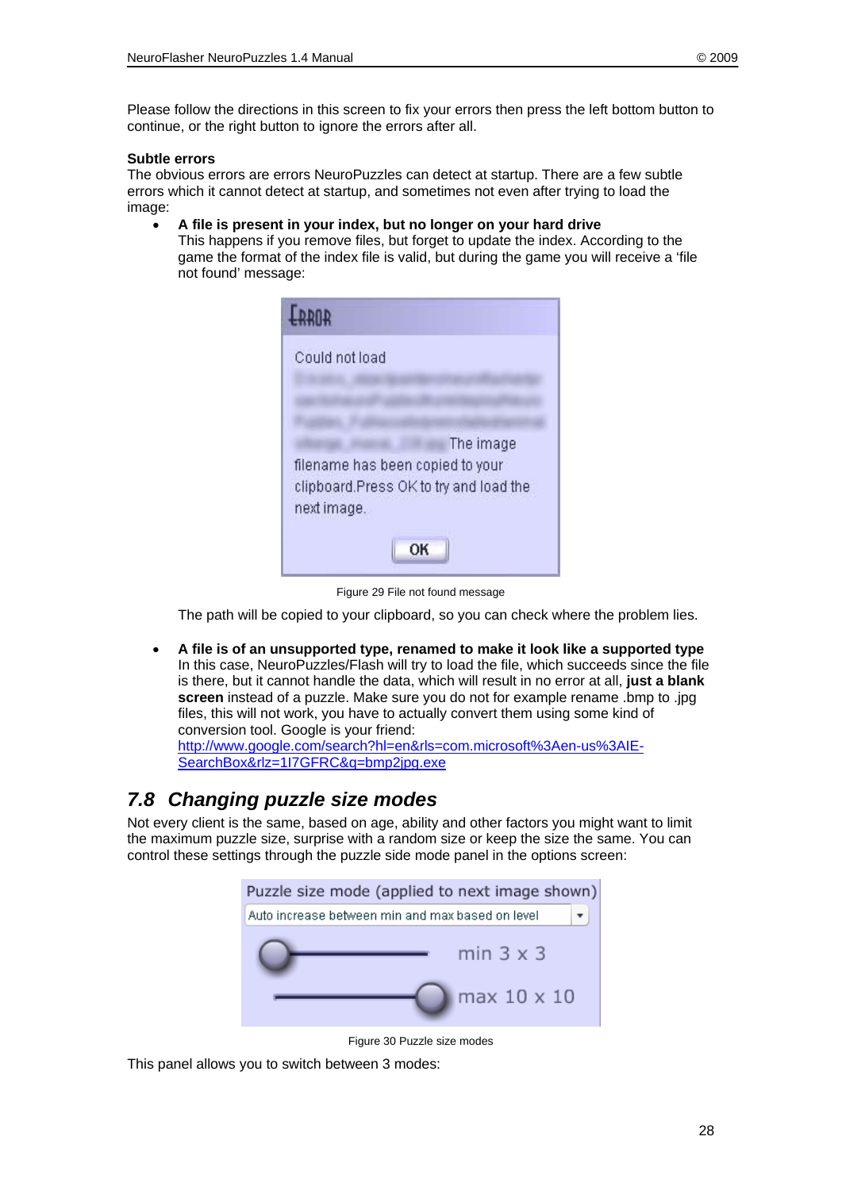Please follow the directions in this screen to fix your errors then press the left bottom button to continue, or the right button to ignore the errors after all.

**Subtle errors**

The obvious errors are errors NeuroPuzzles can detect at startup. There are a few subtle errors which it cannot detect at startup, and sometimes not even after trying to load the image:

- **A file is present in your index, but no longer on your hard drive**
  This happens if you remove files, but forget to update the index. According to the game the format of the index file is valid, but during the game you will receive a 'file not found' message:

  Figure 29 File not found message

  The path will be copied to your clipboard, so you can check where the problem lies.

- **A file is of an unsupported type, renamed to make it look like a supported type**
  In this case, NeuroPuzzles/Flash will try to load the file, which succeeds since the file is there, but it cannot handle the data, which will result in no error at all, **just a blank screen** instead of a puzzle. Make sure you do not for example rename .bmp to .jpg files, this will not work, you have to actually convert them using some kind of conversion tool. Google is your friend:
  [http://www.google.com/search?hl=en&rls=com.microsoft%3Aen-us%3AIE-SearchBox&rlz=1I7GFRC&q=bmp2jpg.exe](http://www.google.com/search?hl=en&rls=com.microsoft%3Aen-us%3AIE-SearchBox&rlz=1I7GFRC&q=bmp2jpg.exe)

## *7.8 Changing puzzle size modes*

Not every client is the same, based on age, ability and other factors you might want to limit the maximum puzzle size, surprise with a random size or keep the size the same. You can control these settings through the puzzle side mode panel in the options screen:

Figure 30 Puzzle size modes

This panel allows you to switch between 3 modes: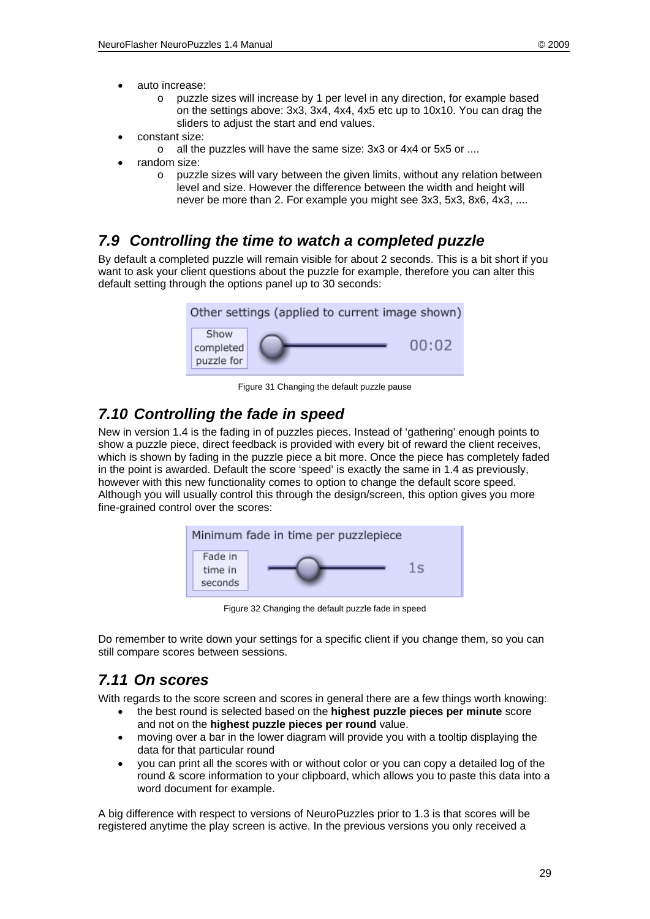- auto increase:
  - puzzle sizes will increase by 1 per level in any direction, for example based on the settings above: 3x3, 3x4, 4x4, 4x5 etc up to 10x10. You can drag the sliders to adjust the start and end values.
- constant size:
  - all the puzzles will have the same size: 3x3 or 4x4 or 5x5 or ....
- random size:
  - puzzle sizes will vary between the given limits, without any relation between level and size. However the difference between the width and height will never be more than 2. For example you might see 3x3, 5x3, 8x6, 4x3, ....

## 7.9 Controlling the time to watch a completed puzzle

By default a completed puzzle will remain visible for about 2 seconds. This is a bit short if you want to ask your client questions about the puzzle for example, therefore you can alter this default setting through the options panel up to 30 seconds:

Other settings (applied to current image shown)

Show completed puzzle for 00:02

Figure 31 Changing the default puzzle pause

## 7.10 Controlling the fade in speed

New in version 1.4 is the fading in of puzzles pieces. Instead of 'gathering' enough points to show a puzzle piece, direct feedback is provided with every bit of reward the client receives, which is shown by fading in the puzzle piece a bit more. Once the piece has completely faded in the point is awarded. Default the score 'speed' is exactly the same in 1.4 as previously, however with this new functionality comes to option to change the default score speed. Although you will usually control this through the design/screen, this option gives you more fine-grained control over the scores:

Minimum fade in time per puzzlepiece

Fade in time in seconds 1s

Figure 32 Changing the default puzzle fade in speed

Do remember to write down your settings for a specific client if you change them, so you can still compare scores between sessions.

## 7.11 On scores

With regards to the score screen and scores in general there are a few things worth knowing:

- the best round is selected based on the **highest puzzle pieces per minute** score and not on the **highest puzzle pieces per round** value.
- moving over a bar in the lower diagram will provide you with a tooltip displaying the data for that particular round
- you can print all the scores with or without color or you can copy a detailed log of the round & score information to your clipboard, which allows you to paste this data into a word document for example.

A big difference with respect to versions of NeuroPuzzles prior to 1.3 is that scores will be registered anytime the play screen is active. In the previous versions you only received a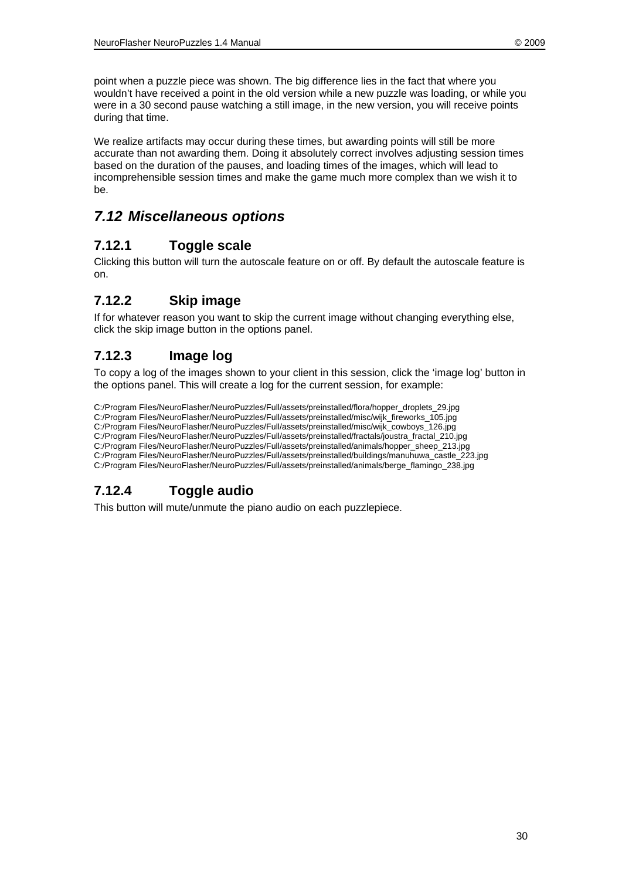point when a puzzle piece was shown. The big difference lies in the fact that where you wouldn't have received a point in the old version while a new puzzle was loading, or while you were in a 30 second pause watching a still image, in the new version, you will receive points during that time.

We realize artifacts may occur during these times, but awarding points will still be more accurate than not awarding them. Doing it absolutely correct involves adjusting session times based on the duration of the pauses, and loading times of the images, which will lead to incomprehensible session times and make the game much more complex than we wish it to be.

## *7.12 Miscellaneous options*

### 7.12.1 Toggle scale

Clicking this button will turn the autoscale feature on or off. By default the autoscale feature is on.

### 7.12.2 Skip image

If for whatever reason you want to skip the current image without changing everything else, click the skip image button in the options panel.

### 7.12.3 Image log

To copy a log of the images shown to your client in this session, click the 'image log' button in the options panel. This will create a log for the current session, for example:

```
C:/Program Files/NeuroFlasher/NeuroPuzzles/Full/assets/preinstalled/flora/hopper_droplets_29.jpg
C:/Program Files/NeuroFlasher/NeuroPuzzles/Full/assets/preinstalled/misc/wijk_fireworks_105.jpg
C:/Program Files/NeuroFlasher/NeuroPuzzles/Full/assets/preinstalled/misc/wijk_cowboys_126.jpg
C:/Program Files/NeuroFlasher/NeuroPuzzles/Full/assets/preinstalled/fractals/joustra_fractal_210.jpg
C:/Program Files/NeuroFlasher/NeuroPuzzles/Full/assets/preinstalled/animals/hopper_sheep_213.jpg
C:/Program Files/NeuroFlasher/NeuroPuzzles/Full/assets/preinstalled/buildings/manuhuwa_castle_223.jpg
C:/Program Files/NeuroFlasher/NeuroPuzzles/Full/assets/preinstalled/animals/berge_flamingo_238.jpg
```

### 7.12.4 Toggle audio

This button will mute/unmute the piano audio on each puzzlepiece.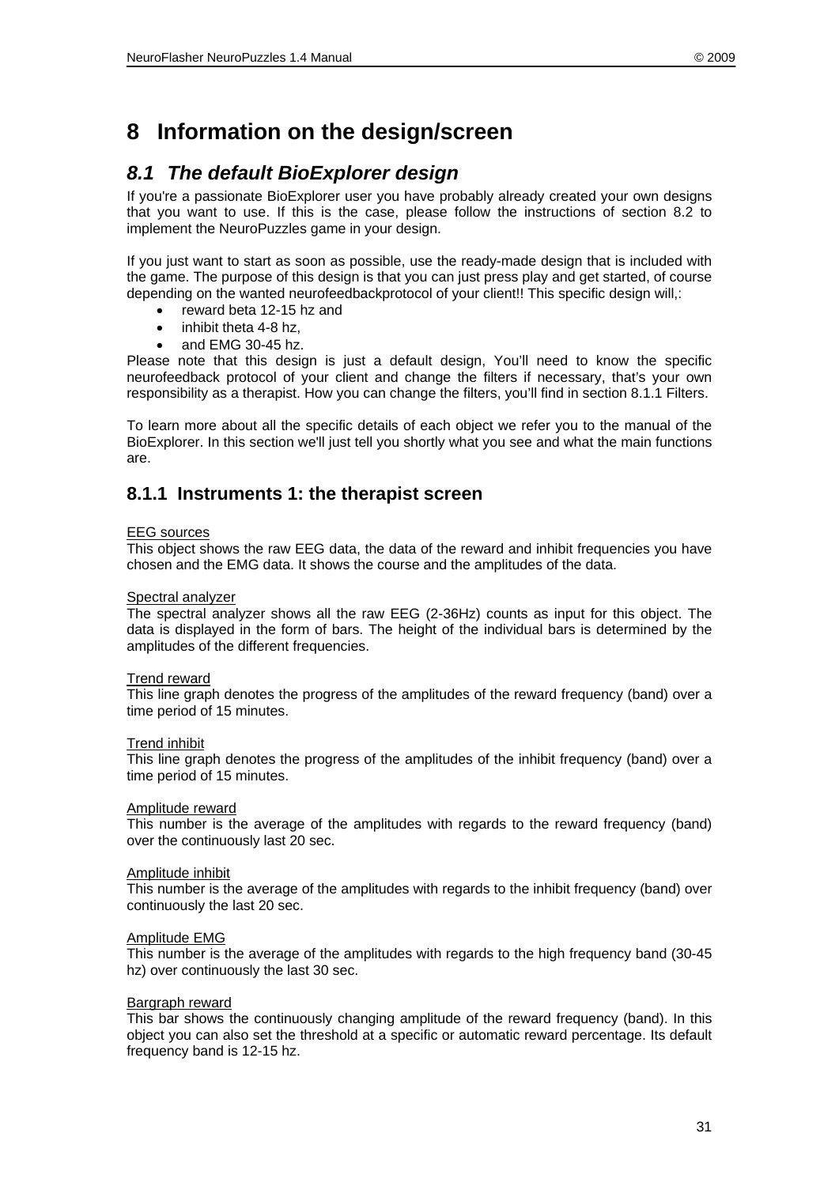# 8 Information on the design/screen

## 8.1 *The default BioExplorer design*

If you're a passionate BioExplorer user you have probably already created your own designs that you want to use. If this is the case, please follow the instructions of section 8.2 to implement the NeuroPuzzles game in your design.

If you just want to start as soon as possible, use the ready-made design that is included with the game. The purpose of this design is that you can just press play and get started, of course depending on the wanted neurofeedbackprotocol of your client!! This specific design will,:

- reward beta 12-15 hz and
- inhibit theta 4-8 hz,
- and EMG 30-45 hz.

Please note that this design is just a default design, You'll need to know the specific neurofeedback protocol of your client and change the filters if necessary, that's your own responsibility as a therapist. How you can change the filters, you'll find in section 8.1.1 Filters.

To learn more about all the specific details of each object we refer you to the manual of the BioExplorer. In this section we'll just tell you shortly what you see and what the main functions are.

### 8.1.1 Instruments 1: the therapist screen

<u>EEG sources</u>
This object shows the raw EEG data, the data of the reward and inhibit frequencies you have chosen and the EMG data. It shows the course and the amplitudes of the data.

<u>Spectral analyzer</u>
The spectral analyzer shows all the raw EEG (2-36Hz) counts as input for this object. The data is displayed in the form of bars. The height of the individual bars is determined by the amplitudes of the different frequencies.

<u>Trend reward</u>
This line graph denotes the progress of the amplitudes of the reward frequency (band) over a time period of 15 minutes.

<u>Trend inhibit</u>
This line graph denotes the progress of the amplitudes of the inhibit frequency (band) over a time period of 15 minutes.

<u>Amplitude reward</u>
This number is the average of the amplitudes with regards to the reward frequency (band) over the continuously last 20 sec.

<u>Amplitude inhibit</u>
This number is the average of the amplitudes with regards to the inhibit frequency (band) over continuously the last 20 sec.

<u>Amplitude EMG</u>
This number is the average of the amplitudes with regards to the high frequency band (30-45 hz) over continuously the last 30 sec.

<u>Bargraph reward</u>
This bar shows the continuously changing amplitude of the reward frequency (band). In this object you can also set the threshold at a specific or automatic reward percentage. Its default frequency band is 12-15 hz.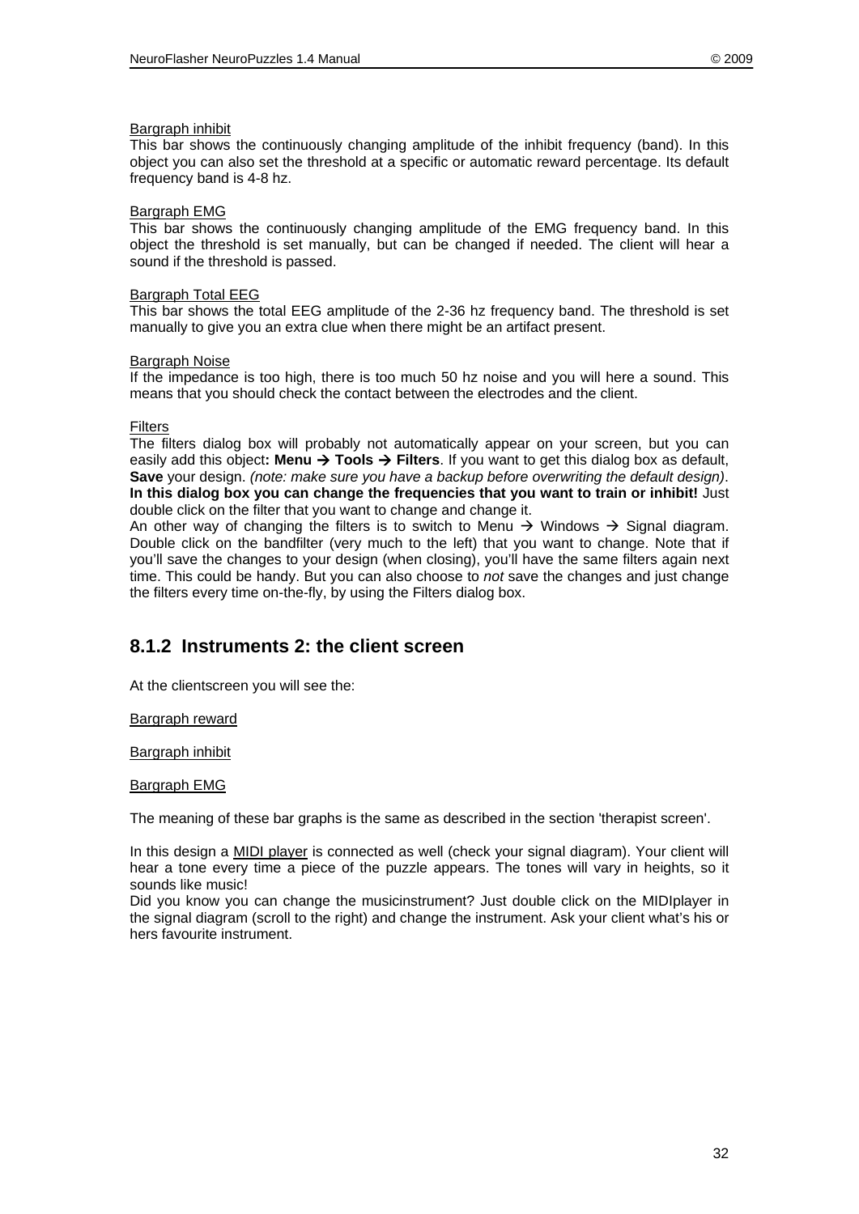Bargraph inhibit

This bar shows the continuously changing amplitude of the inhibit frequency (band). In this object you can also set the threshold at a specific or automatic reward percentage. Its default frequency band is 4-8 hz.

Bargraph EMG

This bar shows the continuously changing amplitude of the EMG frequency band. In this object the threshold is set manually, but can be changed if needed. The client will hear a sound if the threshold is passed.

Bargraph Total EEG

This bar shows the total EEG amplitude of the 2-36 hz frequency band. The threshold is set manually to give you an extra clue when there might be an artifact present.

Bargraph Noise

If the impedance is too high, there is too much 50 hz noise and you will here a sound. This means that you should check the contact between the electrodes and the client.

Filters

The filters dialog box will probably not automatically appear on your screen, but you can easily add this object**: Menu → Tools → Filters**. If you want to get this dialog box as default, **Save** your design. *(note: make sure you have a backup before overwriting the default design)*. **In this dialog box you can change the frequencies that you want to train or inhibit!** Just double click on the filter that you want to change and change it.

An other way of changing the filters is to switch to Menu → Windows → Signal diagram. Double click on the bandfilter (very much to the left) that you want to change. Note that if you'll save the changes to your design (when closing), you'll have the same filters again next time. This could be handy. But you can also choose to *not* save the changes and just change the filters every time on-the-fly, by using the Filters dialog box.

## 8.1.2 Instruments 2: the client screen

At the clientscreen you will see the:

Bargraph reward

Bargraph inhibit

Bargraph EMG

The meaning of these bar graphs is the same as described in the section 'therapist screen'.

In this design a MIDI player is connected as well (check your signal diagram). Your client will hear a tone every time a piece of the puzzle appears. The tones will vary in heights, so it sounds like music!

Did you know you can change the musicinstrument? Just double click on the MIDIplayer in the signal diagram (scroll to the right) and change the instrument. Ask your client what's his or hers favourite instrument.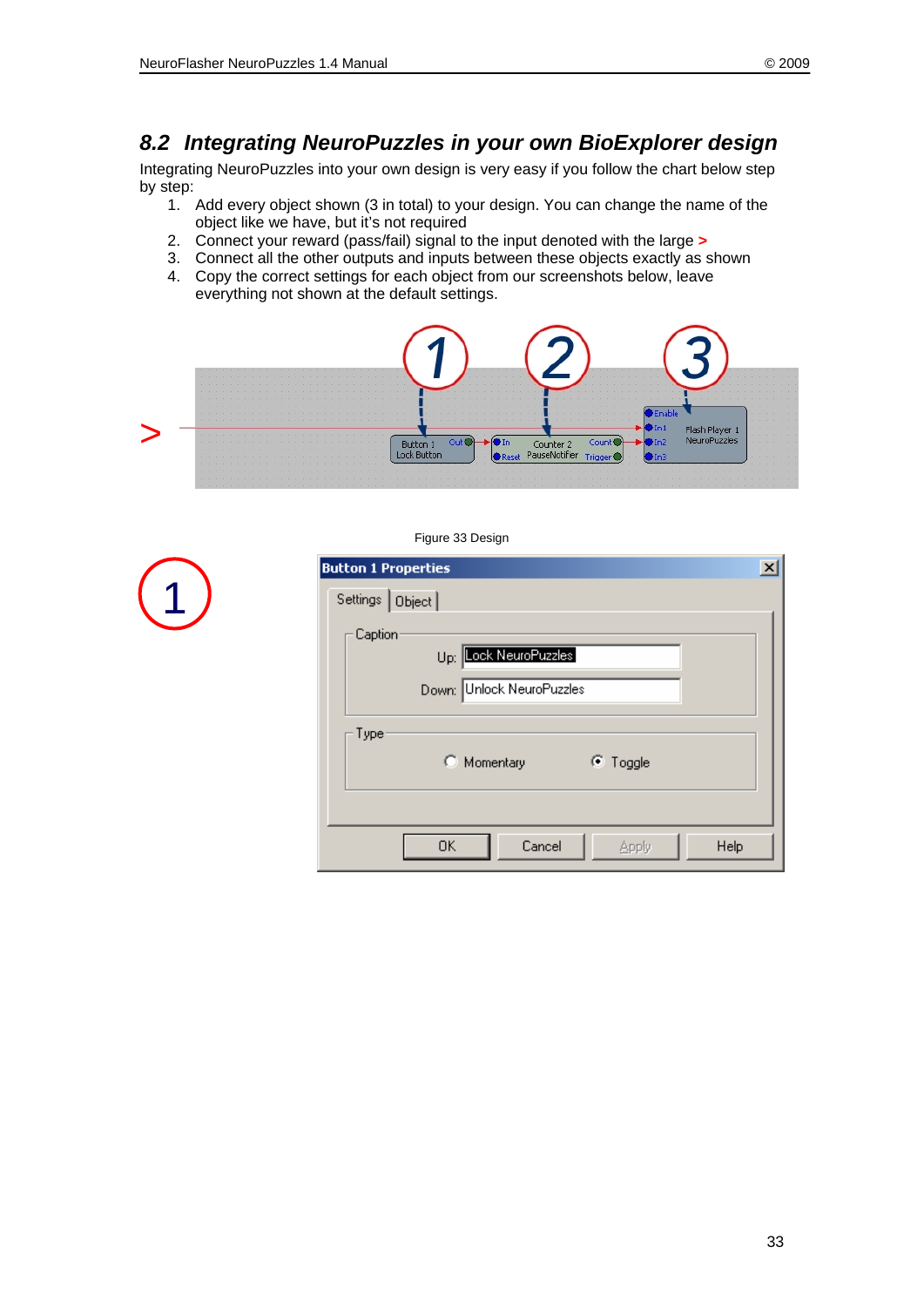## 8.2 *Integrating NeuroPuzzles in your own BioExplorer design*

Integrating NeuroPuzzles into your own design is very easy if you follow the chart below step by step:

1. Add every object shown (3 in total) to your design. You can change the name of the object like we have, but it's not required
2. Connect your reward (pass/fail) signal to the input denoted with the large >
3. Connect all the other outputs and inputs between these objects exactly as shown
4. Copy the correct settings for each object from our screenshots below, leave everything not shown at the default settings.

Figure 33 Design

1

**Button 1 Properties**

Settings | Object

Caption
- Up: Lock NeuroPuzzles
- Down: Unlock NeuroPuzzles

Type
- ( ) Momentary
- (•) Toggle

OK | Cancel | Apply | Help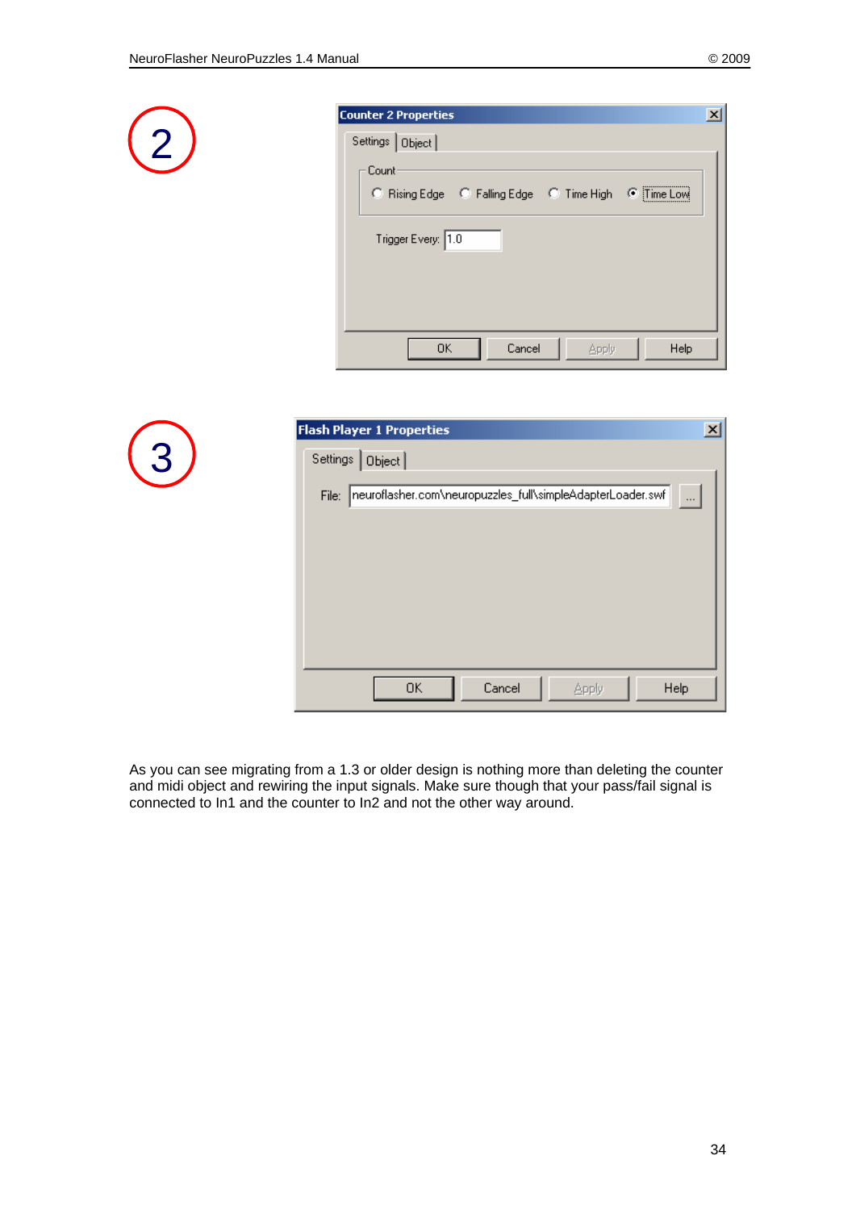2

**Counter 2 Properties**

Settings | Object

Count

- ○ Rising Edge
- ○ Falling Edge
- ○ Time High
- ◉ Time Low

Trigger Every: 1.0

OK | Cancel | Apply | Help

3

**Flash Player 1 Properties**

Settings | Object

File: neuroflasher.com\neuropuzzles_full\simpleAdapterLoader.swf ...

OK | Cancel | Apply | Help

As you can see migrating from a 1.3 or older design is nothing more than deleting the counter and midi object and rewiring the input signals. Make sure though that your pass/fail signal is connected to In1 and the counter to In2 and not the other way around.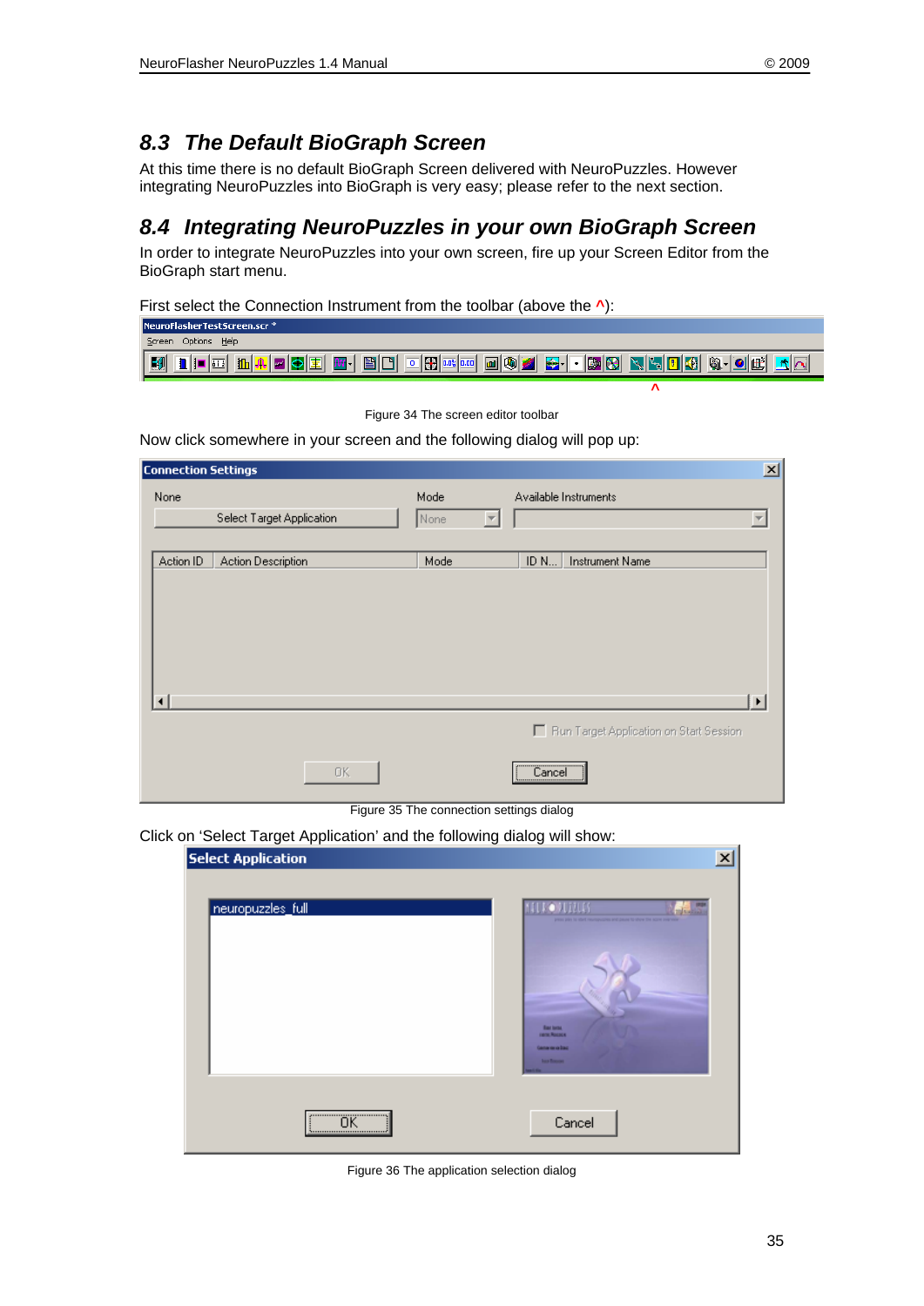## 8.3 The Default BioGraph Screen

At this time there is no default BioGraph Screen delivered with NeuroPuzzles. However integrating NeuroPuzzles into BioGraph is very easy; please refer to the next section.

## 8.4 Integrating NeuroPuzzles in your own BioGraph Screen

In order to integrate NeuroPuzzles into your own screen, fire up your Screen Editor from the BioGraph start menu.

First select the Connection Instrument from the toolbar (above the ^):

Figure 34 The screen editor toolbar

Now click somewhere in your screen and the following dialog will pop up:

Figure 35 The connection settings dialog

Click on 'Select Target Application' and the following dialog will show:

Figure 36 The application selection dialog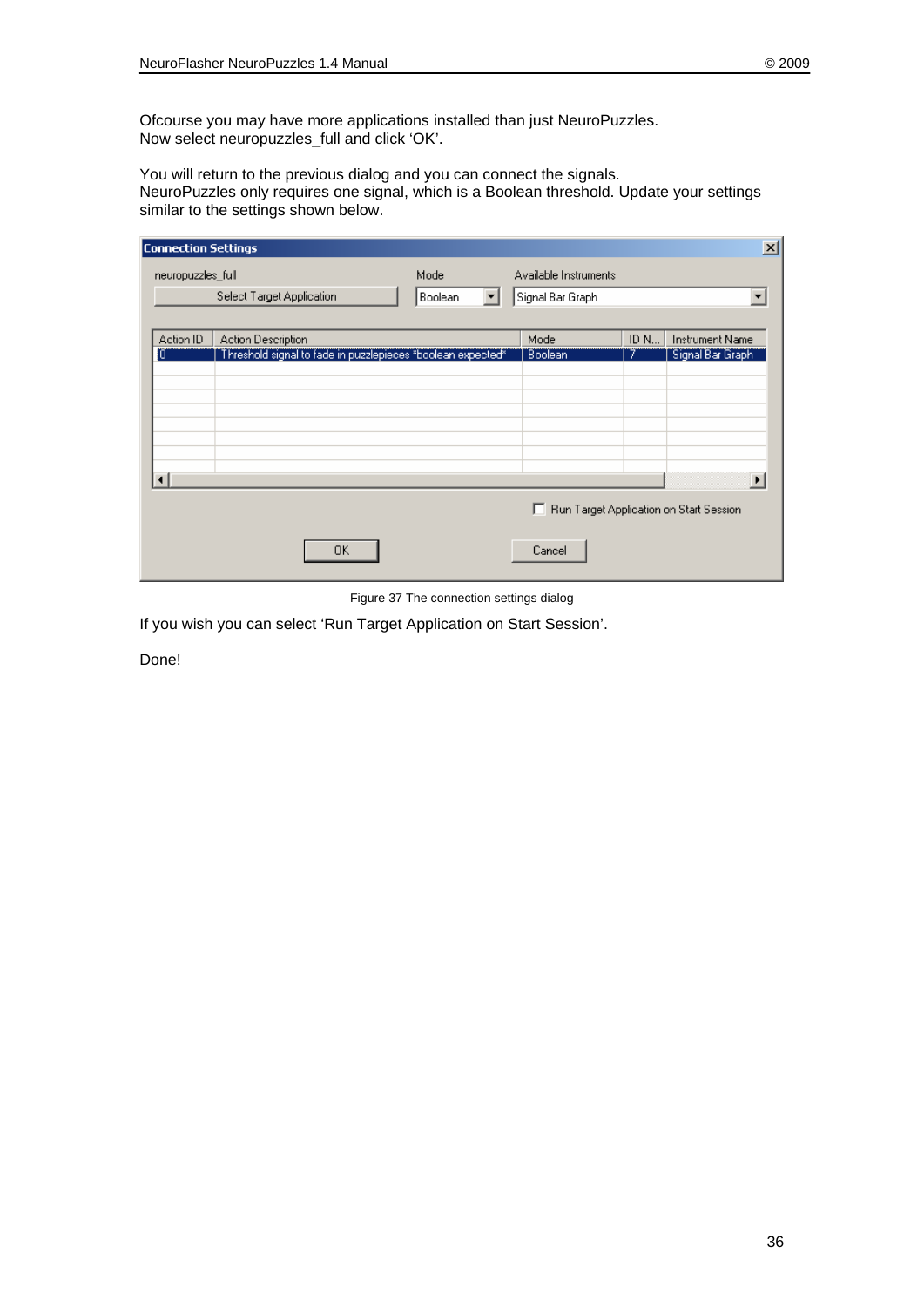Ofcourse you may have more applications installed than just NeuroPuzzles.
Now select neuropuzzles_full and click 'OK'.

You will return to the previous dialog and you can connect the signals.
NeuroPuzzles only requires one signal, which is a Boolean threshold. Update your settings similar to the settings shown below.

Figure 37 The connection settings dialog

If you wish you can select 'Run Target Application on Start Session'.

Done!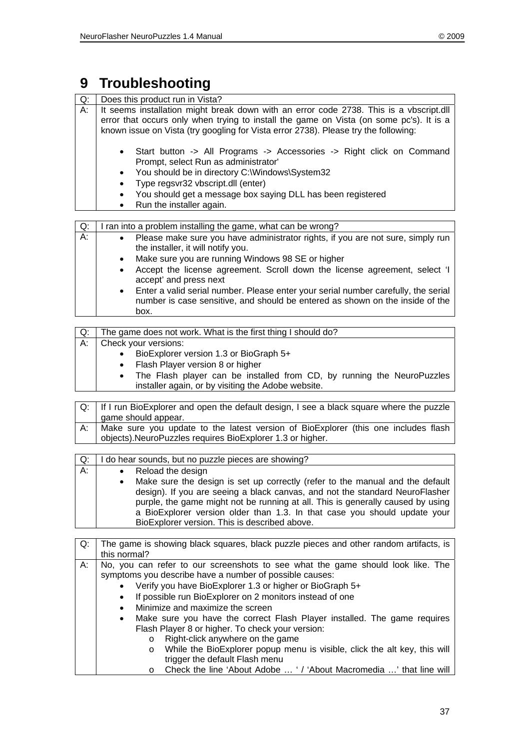# 9 Troubleshooting

| Q: | Does this product run in Vista? |
|---|---|
| A: | It seems installation might break down with an error code 2738. This is a vbscript.dll error that occurs only when trying to install the game on Vista (on some pc's). It is a known issue on Vista (try googling for Vista error 2738). Please try the following:<br><br>• Start button -> All Programs -> Accessories -> Right click on Command Prompt, select Run as administrator'<br>• You should be in directory C:\Windows\System32<br>• Type regsvr32 vbscript.dll (enter)<br>• You should get a message box saying DLL has been registered<br>• Run the installer again. |

| Q: | I ran into a problem installing the game, what can be wrong? |
|---|---|
| A: | • Please make sure you have administrator rights, if you are not sure, simply run the installer, it will notify you.<br>• Make sure you are running Windows 98 SE or higher<br>• Accept the license agreement. Scroll down the license agreement, select 'I accept' and press next<br>• Enter a valid serial number. Please enter your serial number carefully, the serial number is case sensitive, and should be entered as shown on the inside of the box. |

| Q: | The game does not work. What is the first thing I should do? |
|---|---|
| A: | Check your versions:<br>• BioExplorer version 1.3 or BioGraph 5+<br>• Flash Player version 8 or higher<br>• The Flash player can be installed from CD, by running the NeuroPuzzles installer again, or by visiting the Adobe website. |

| Q: | If I run BioExplorer and open the default design, I see a black square where the puzzle game should appear. |
|---|---|
| A: | Make sure you update to the latest version of BioExplorer (this one includes flash objects).NeuroPuzzles requires BioExplorer 1.3 or higher. |

| Q: | I do hear sounds, but no puzzle pieces are showing? |
|---|---|
| A: | • Reload the design<br>• Make sure the design is set up correctly (refer to the manual and the default design). If you are seeing a black canvas, and not the standard NeuroFlasher purple, the game might not be running at all. This is generally caused by using a BioExplorer version older than 1.3. In that case you should update your BioExplorer version. This is described above. |

| Q: | The game is showing black squares, black puzzle pieces and other random artifacts, is this normal? |
|---|---|
| A: | No, you can refer to our screenshots to see what the game should look like. The symptoms you describe have a number of possible causes:<br>• Verify you have BioExplorer 1.3 or higher or BioGraph 5+<br>• If possible run BioExplorer on 2 monitors instead of one<br>• Minimize and maximize the screen<br>• Make sure you have the correct Flash Player installed. The game requires Flash Player 8 or higher. To check your version:<br>&nbsp;&nbsp;&nbsp;&nbsp;o Right-click anywhere on the game<br>&nbsp;&nbsp;&nbsp;&nbsp;o While the BioExplorer popup menu is visible, click the alt key, this will trigger the default Flash menu<br>&nbsp;&nbsp;&nbsp;&nbsp;o Check the line 'About Adobe … ' / 'About Macromedia …' that line will |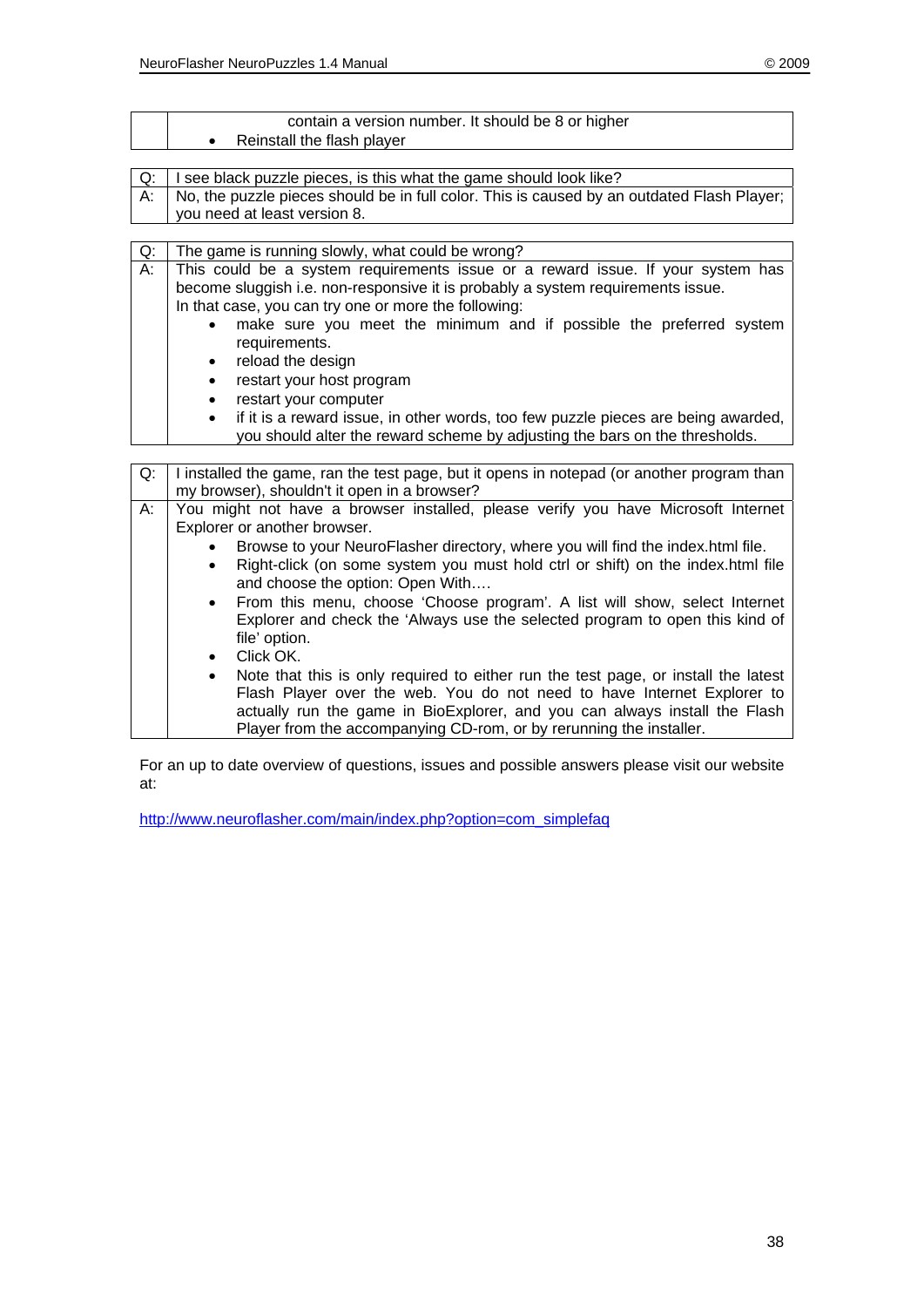| | |
|---|---|
| | contain a version number. It should be 8 or higher<br>• Reinstall the flash player |

| | |
|---|---|
| Q: | I see black puzzle pieces, is this what the game should look like? |
| A: | No, the puzzle pieces should be in full color. This is caused by an outdated Flash Player; you need at least version 8. |

| | |
|---|---|
| Q: | The game is running slowly, what could be wrong? |
| A: | This could be a system requirements issue or a reward issue. If your system has become sluggish i.e. non-responsive it is probably a system requirements issue.<br>In that case, you can try one or more the following:<br>• make sure you meet the minimum and if possible the preferred system requirements.<br>• reload the design<br>• restart your host program<br>• restart your computer<br>• if it is a reward issue, in other words, too few puzzle pieces are being awarded, you should alter the reward scheme by adjusting the bars on the thresholds. |

| | |
|---|---|
| Q: | I installed the game, ran the test page, but it opens in notepad (or another program than my browser), shouldn't it open in a browser? |
| A: | You might not have a browser installed, please verify you have Microsoft Internet Explorer or another browser.<br>• Browse to your NeuroFlasher directory, where you will find the index.html file.<br>• Right-click (on some system you must hold ctrl or shift) on the index.html file and choose the option: Open With….<br>• From this menu, choose 'Choose program'. A list will show, select Internet Explorer and check the 'Always use the selected program to open this kind of file' option.<br>• Click OK.<br>• Note that this is only required to either run the test page, or install the latest Flash Player over the web. You do not need to have Internet Explorer to actually run the game in BioExplorer, and you can always install the Flash Player from the accompanying CD-rom, or by rerunning the installer. |

For an up to date overview of questions, issues and possible answers please visit our website at:

[http://www.neuroflasher.com/main/index.php?option=com_simplefaq](http://www.neuroflasher.com/main/index.php?option=com_simplefaq)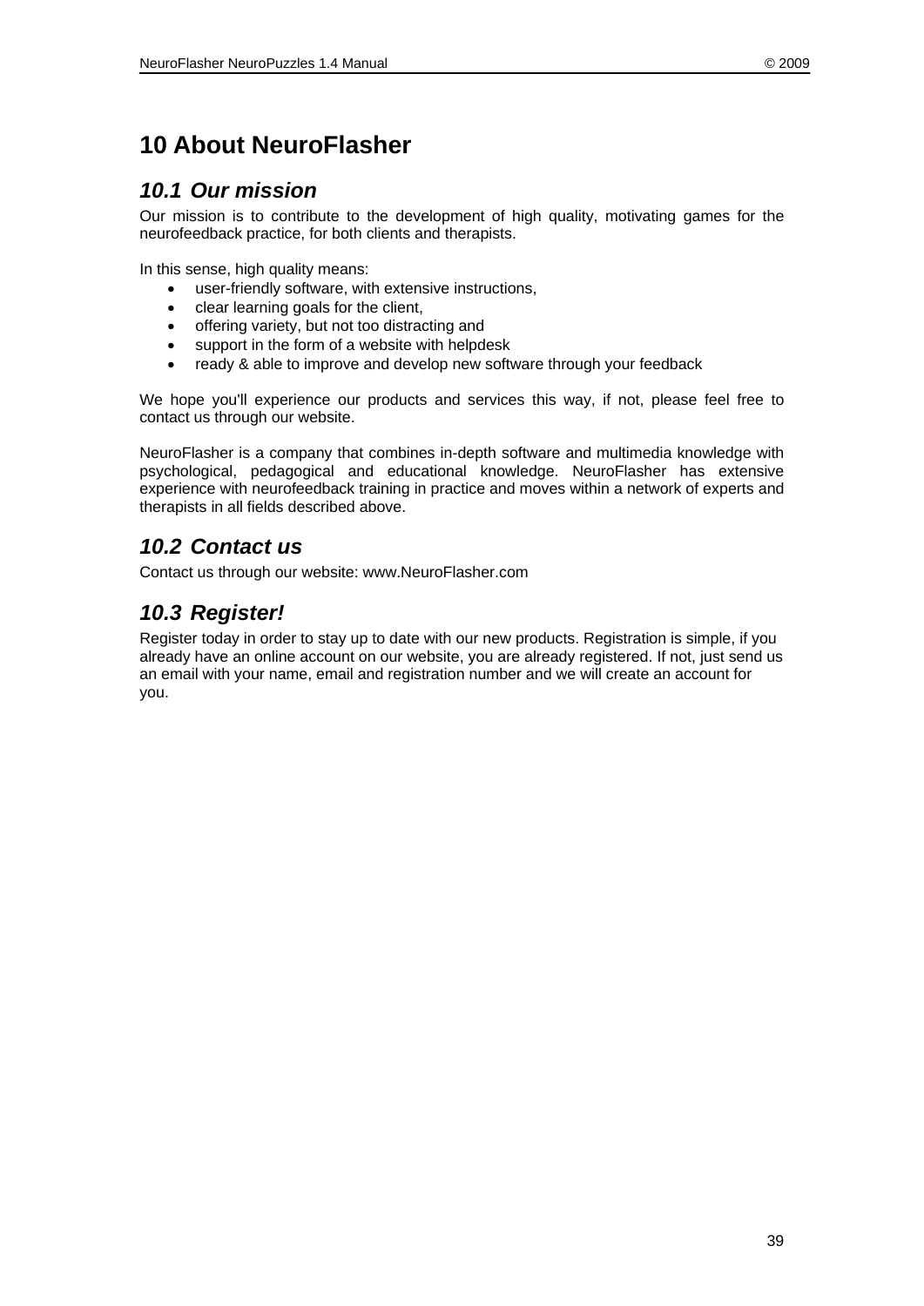# 10 About NeuroFlasher

## 10.1 *Our mission*

Our mission is to contribute to the development of high quality, motivating games for the neurofeedback practice, for both clients and therapists.

In this sense, high quality means:

- user-friendly software, with extensive instructions,
- clear learning goals for the client,
- offering variety, but not too distracting and
- support in the form of a website with helpdesk
- ready & able to improve and develop new software through your feedback

We hope you'll experience our products and services this way, if not, please feel free to contact us through our website.

NeuroFlasher is a company that combines in-depth software and multimedia knowledge with psychological, pedagogical and educational knowledge. NeuroFlasher has extensive experience with neurofeedback training in practice and moves within a network of experts and therapists in all fields described above.

## 10.2 *Contact us*

Contact us through our website: www.NeuroFlasher.com

## 10.3 *Register!*

Register today in order to stay up to date with our new products. Registration is simple, if you already have an online account on our website, you are already registered. If not, just send us an email with your name, email and registration number and we will create an account for you.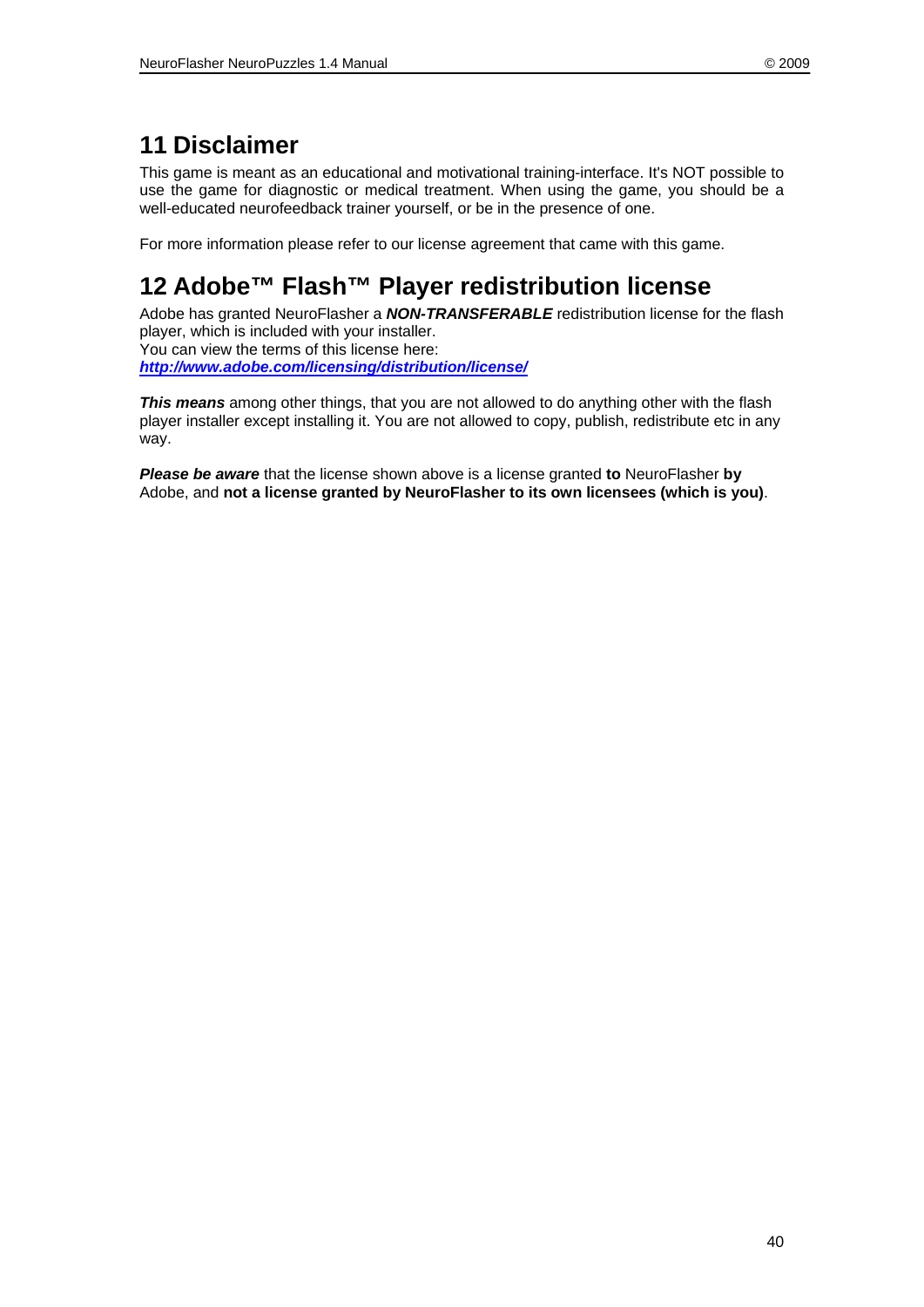# 11 Disclaimer

This game is meant as an educational and motivational training-interface. It's NOT possible to use the game for diagnostic or medical treatment. When using the game, you should be a well-educated neurofeedback trainer yourself, or be in the presence of one.

For more information please refer to our license agreement that came with this game.

# 12 Adobe™ Flash™ Player redistribution license

Adobe has granted NeuroFlasher a ***NON-TRANSFERABLE*** redistribution license for the flash player, which is included with your installer.
You can view the terms of this license here:
***http://www.adobe.com/licensing/distribution/license/***

***This means*** among other things, that you are not allowed to do anything other with the flash player installer except installing it. You are not allowed to copy, publish, redistribute etc in any way.

***Please be aware*** that the license shown above is a license granted **to** NeuroFlasher **by** Adobe, and **not a license granted by NeuroFlasher to its own licensees (which is you)**.